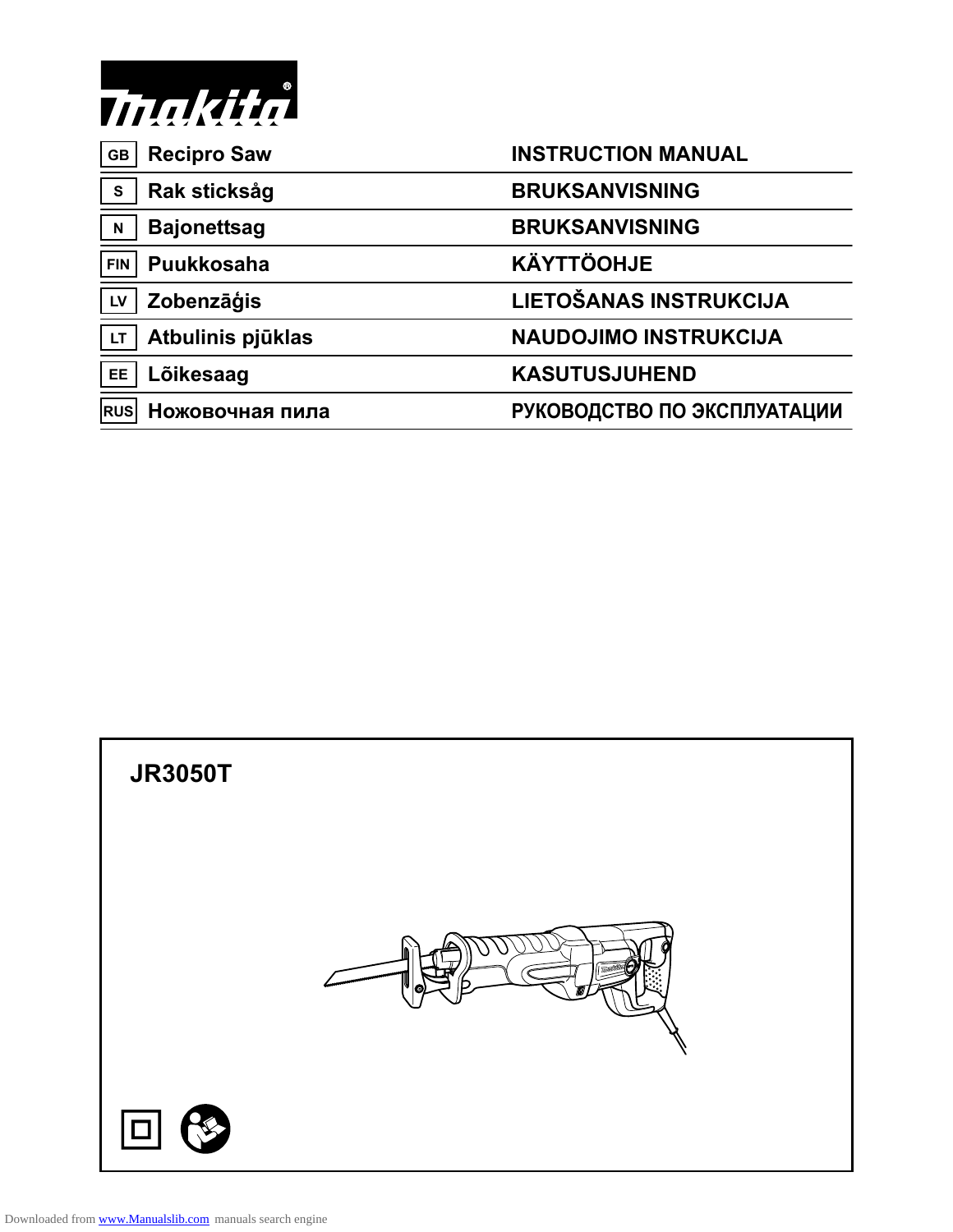makita

| | | |
|---|---|---|
| GB | Recipro Saw | INSTRUCTION MANUAL |
| S | Rak sticksåg | BRUKSANVISNING |
| N | Bajonettsag | BRUKSANVISNING |
| FIN | Puukkosaha | KÄYTTÖOHJE |
| LV | Zobenzāģis | LIETOŠANAS INSTRUKCIJA |
| LT | Atbulinis pjūklas | NAUDOJIMO INSTRUKCIJA |
| EE | Lõikesaag | KASUTUSJUHEND |
| RUS | Ножовочная пила | РУКОВОДСТВО ПО ЭКСПЛУАТАЦИИ |

# JR3050T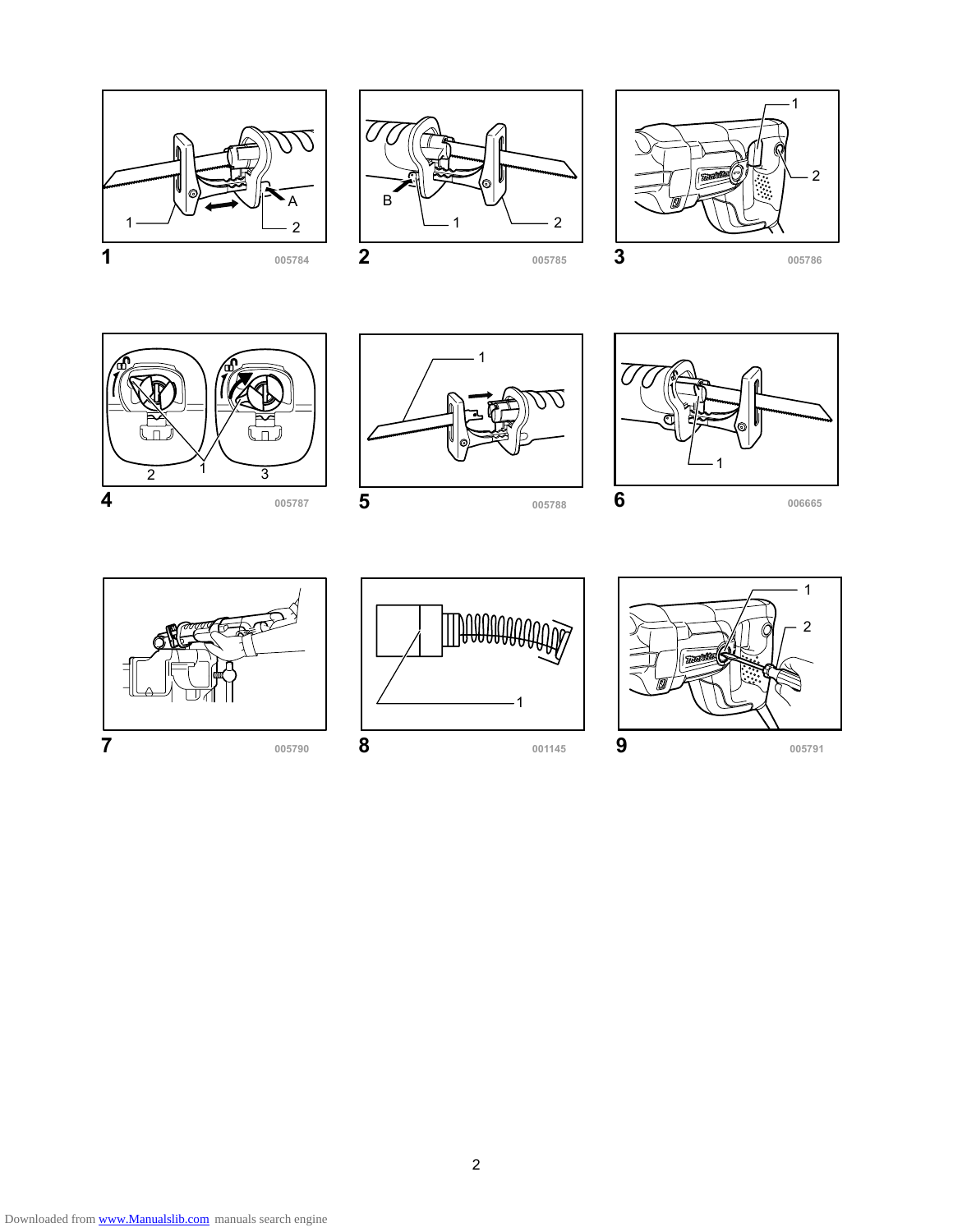1 005784

2 005785

3 005786

4 005787

5 005788

6 006665

7 005790

8 001145

9 005791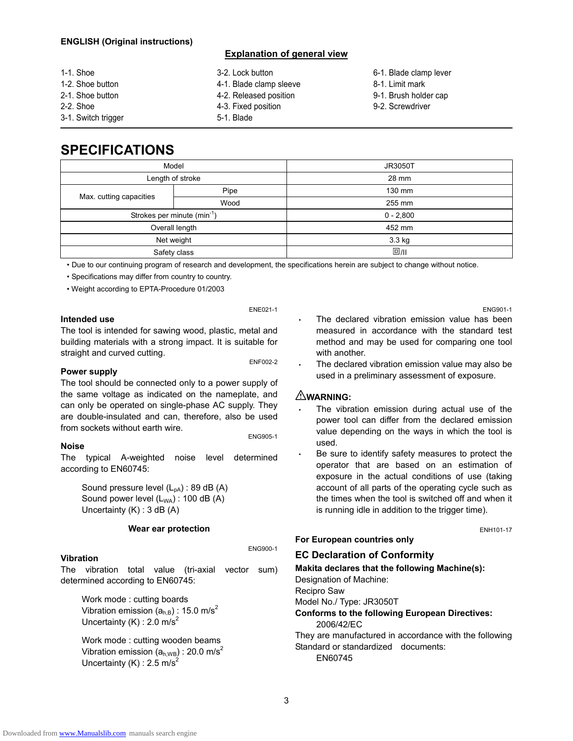**ENGLISH (Original instructions)**

## Explanation of general view

1-1. Shoe
1-2. Shoe button
2-1. Shoe button
2-2. Shoe
3-1. Switch trigger
3-2. Lock button
4-1. Blade clamp sleeve
4-2. Released position
4-3. Fixed position
5-1. Blade
6-1. Blade clamp lever
8-1. Limit mark
9-1. Brush holder cap
9-2. Screwdriver

# SPECIFICATIONS

| Model | | JR3050T |
|---|---|---|
| Length of stroke | | 28 mm |
| Max. cutting capacities | Pipe | 130 mm |
| | Wood | 255 mm |
| Strokes per minute ($min^{-1}$) | | 0 - 2,800 |
| Overall length | | 452 mm |
| Net weight | | 3.3 kg |
| Safety class | | ⧈/II |

- Due to our continuing program of research and development, the specifications herein are subject to change without notice.
- Specifications may differ from country to country.
- Weight according to EPTA-Procedure 01/2003

ENE021-1

### Intended use

The tool is intended for sawing wood, plastic, metal and building materials with a strong impact. It is suitable for straight and curved cutting.

ENF002-2

### Power supply

The tool should be connected only to a power supply of the same voltage as indicated on the nameplate, and can only be operated on single-phase AC supply. They are double-insulated and can, therefore, also be used from sockets without earth wire.

ENG905-1

### Noise

The typical A-weighted noise level determined according to EN60745:

Sound pressure level ($L_{pA}$) : 89 dB (A)
Sound power level ($L_{WA}$) : 100 dB (A)
Uncertainty (K) : 3 dB (A)

**Wear ear protection**

ENG900-1

### Vibration

The vibration total value (tri-axial vector sum) determined according to EN60745:

Work mode : cutting boards
Vibration emission ($a_{h,B}$) : 15.0 $m/s^2$
Uncertainty (K) : 2.0 $m/s^2$

Work mode : cutting wooden beams
Vibration emission ($a_{h,WB}$) : 20.0 $m/s^2$
Uncertainty (K) : 2.5 $m/s^2$

ENG901-1

- The declared vibration emission value has been measured in accordance with the standard test method and may be used for comparing one tool with another.
- The declared vibration emission value may also be used in a preliminary assessment of exposure.

### ⚠WARNING:

- The vibration emission during actual use of the power tool can differ from the declared emission value depending on the ways in which the tool is used.
- Be sure to identify safety measures to protect the operator that are based on an estimation of exposure in the actual conditions of use (taking account of all parts of the operating cycle such as the times when the tool is switched off and when it is running idle in addition to the trigger time).

ENH101-17

**For European countries only**

### EC Declaration of Conformity

**Makita declares that the following Machine(s):**
Designation of Machine:
Recipro Saw
Model No./ Type: JR3050T
**Conforms to the following European Directives:**
2006/42/EC
They are manufactured in accordance with the following Standard or standardized documents:
EN60745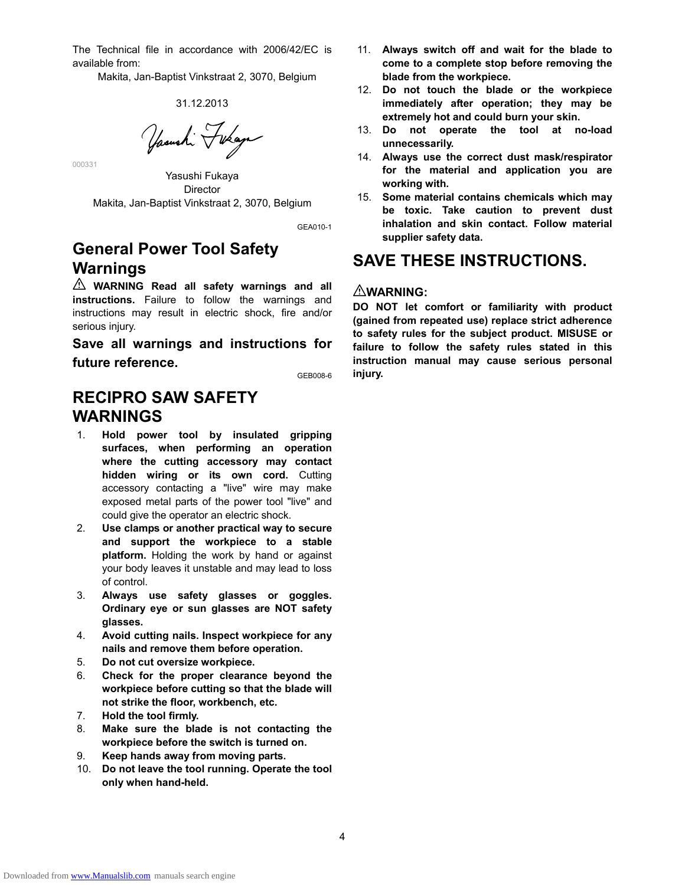The Technical file in accordance with 2006/42/EC is available from:

Makita, Jan-Baptist Vinkstraat 2, 3070, Belgium

31.12.2013

000331

Yasushi Fukaya
Director
Makita, Jan-Baptist Vinkstraat 2, 3070, Belgium

GEA010-1

## General Power Tool Safety Warnings

⚠ **WARNING Read all safety warnings and all instructions.** Failure to follow the warnings and instructions may result in electric shock, fire and/or serious injury.

**Save all warnings and instructions for future reference.**

GEB008-6

## RECIPRO SAW SAFETY WARNINGS

1. **Hold power tool by insulated gripping surfaces, when performing an operation where the cutting accessory may contact hidden wiring or its own cord.** Cutting accessory contacting a "live" wire may make exposed metal parts of the power tool "live" and could give the operator an electric shock.
2. **Use clamps or another practical way to secure and support the workpiece to a stable platform.** Holding the work by hand or against your body leaves it unstable and may lead to loss of control.
3. **Always use safety glasses or goggles. Ordinary eye or sun glasses are NOT safety glasses.**
4. **Avoid cutting nails. Inspect workpiece for any nails and remove them before operation.**
5. **Do not cut oversize workpiece.**
6. **Check for the proper clearance beyond the workpiece before cutting so that the blade will not strike the floor, workbench, etc.**
7. **Hold the tool firmly.**
8. **Make sure the blade is not contacting the workpiece before the switch is turned on.**
9. **Keep hands away from moving parts.**
10. **Do not leave the tool running. Operate the tool only when hand-held.**
11. **Always switch off and wait for the blade to come to a complete stop before removing the blade from the workpiece.**
12. **Do not touch the blade or the workpiece immediately after operation; they may be extremely hot and could burn your skin.**
13. **Do not operate the tool at no-load unnecessarily.**
14. **Always use the correct dust mask/respirator for the material and application you are working with.**
15. **Some material contains chemicals which may be toxic. Take caution to prevent dust inhalation and skin contact. Follow material supplier safety data.**

## SAVE THESE INSTRUCTIONS.

### ⚠WARNING:

**DO NOT let comfort or familiarity with product (gained from repeated use) replace strict adherence to safety rules for the subject product. MISUSE or failure to follow the safety rules stated in this instruction manual may cause serious personal injury.**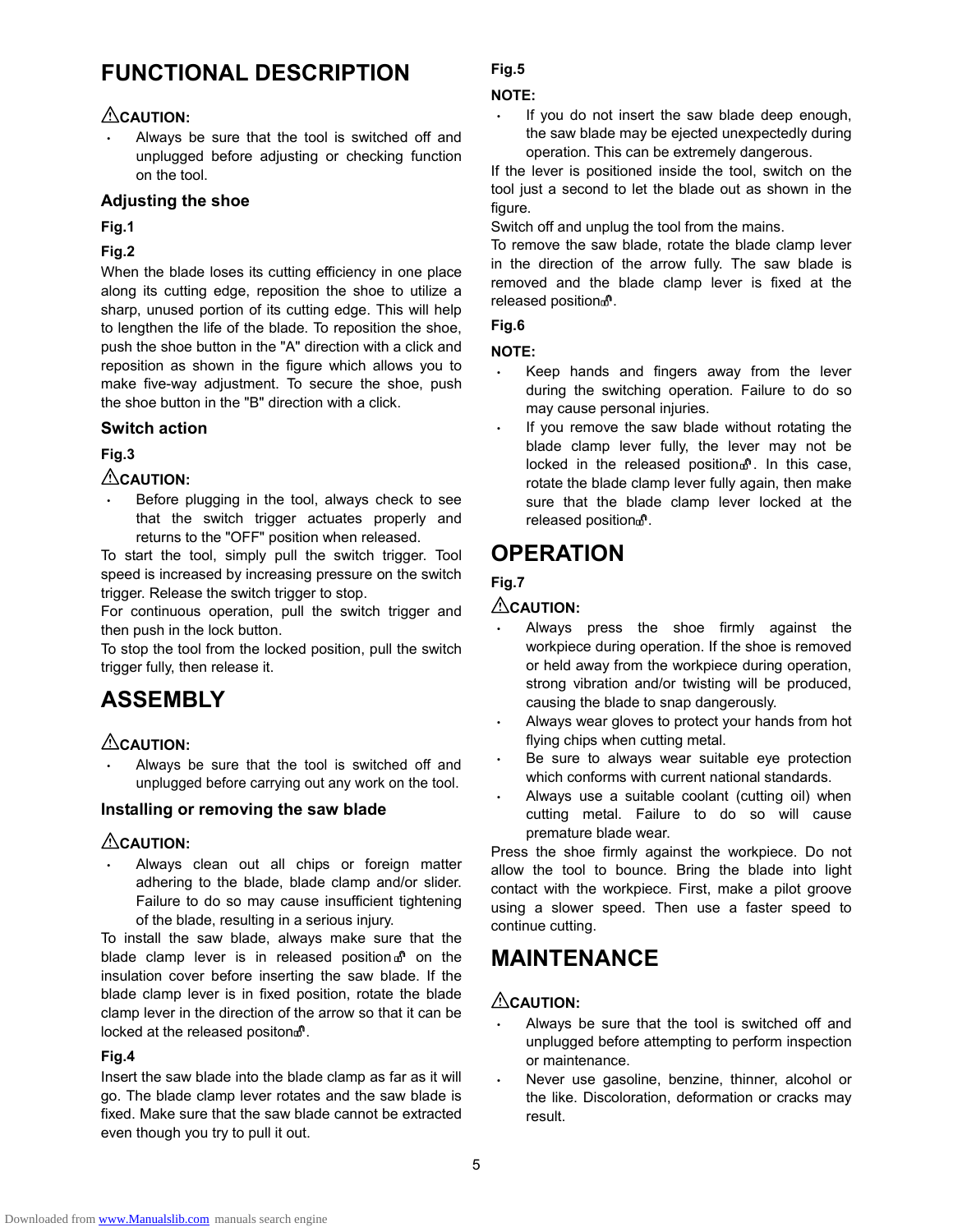# FUNCTIONAL DESCRIPTION

⚠**CAUTION:**

- Always be sure that the tool is switched off and unplugged before adjusting or checking function on the tool.

## Adjusting the shoe

**Fig.1**

**Fig.2**

When the blade loses its cutting efficiency in one place along its cutting edge, reposition the shoe to utilize a sharp, unused portion of its cutting edge. This will help to lengthen the life of the blade. To reposition the shoe, push the shoe button in the "A" direction with a click and reposition as shown in the figure which allows you to make five-way adjustment. To secure the shoe, push the shoe button in the "B" direction with a click.

## Switch action

**Fig.3**

⚠**CAUTION:**

- Before plugging in the tool, always check to see that the switch trigger actuates properly and returns to the "OFF" position when released.

To start the tool, simply pull the switch trigger. Tool speed is increased by increasing pressure on the switch trigger. Release the switch trigger to stop.

For continuous operation, pull the switch trigger and then push in the lock button.

To stop the tool from the locked position, pull the switch trigger fully, then release it.

# ASSEMBLY

⚠**CAUTION:**

- Always be sure that the tool is switched off and unplugged before carrying out any work on the tool.

## Installing or removing the saw blade

⚠**CAUTION:**

- Always clean out all chips or foreign matter adhering to the blade, blade clamp and/or slider. Failure to do so may cause insufficient tightening of the blade, resulting in a serious injury.

To install the saw blade, always make sure that the blade clamp lever is in released position on the insulation cover before inserting the saw blade. If the blade clamp lever is in fixed position, rotate the blade clamp lever in the direction of the arrow so that it can be locked at the released positon.

**Fig.4**

Insert the saw blade into the blade clamp as far as it will go. The blade clamp lever rotates and the saw blade is fixed. Make sure that the saw blade cannot be extracted even though you try to pull it out.

**Fig.5**

**NOTE:**

- If you do not insert the saw blade deep enough, the saw blade may be ejected unexpectedly during operation. This can be extremely dangerous.

If the lever is positioned inside the tool, switch on the tool just a second to let the blade out as shown in the figure.

Switch off and unplug the tool from the mains.

To remove the saw blade, rotate the blade clamp lever in the direction of the arrow fully. The saw blade is removed and the blade clamp lever is fixed at the released position.

**Fig.6**

**NOTE:**

- Keep hands and fingers away from the lever during the switching operation. Failure to do so may cause personal injuries.
- If you remove the saw blade without rotating the blade clamp lever fully, the lever may not be locked in the released position. In this case, rotate the blade clamp lever fully again, then make sure that the blade clamp lever locked at the released position.

# OPERATION

**Fig.7**

⚠**CAUTION:**

- Always press the shoe firmly against the workpiece during operation. If the shoe is removed or held away from the workpiece during operation, strong vibration and/or twisting will be produced, causing the blade to snap dangerously.
- Always wear gloves to protect your hands from hot flying chips when cutting metal.
- Be sure to always wear suitable eye protection which conforms with current national standards.
- Always use a suitable coolant (cutting oil) when cutting metal. Failure to do so will cause premature blade wear.

Press the shoe firmly against the workpiece. Do not allow the tool to bounce. Bring the blade into light contact with the workpiece. First, make a pilot groove using a slower speed. Then use a faster speed to continue cutting.

# MAINTENANCE

⚠**CAUTION:**

- Always be sure that the tool is switched off and unplugged before attempting to perform inspection or maintenance.
- Never use gasoline, benzine, thinner, alcohol or the like. Discoloration, deformation or cracks may result.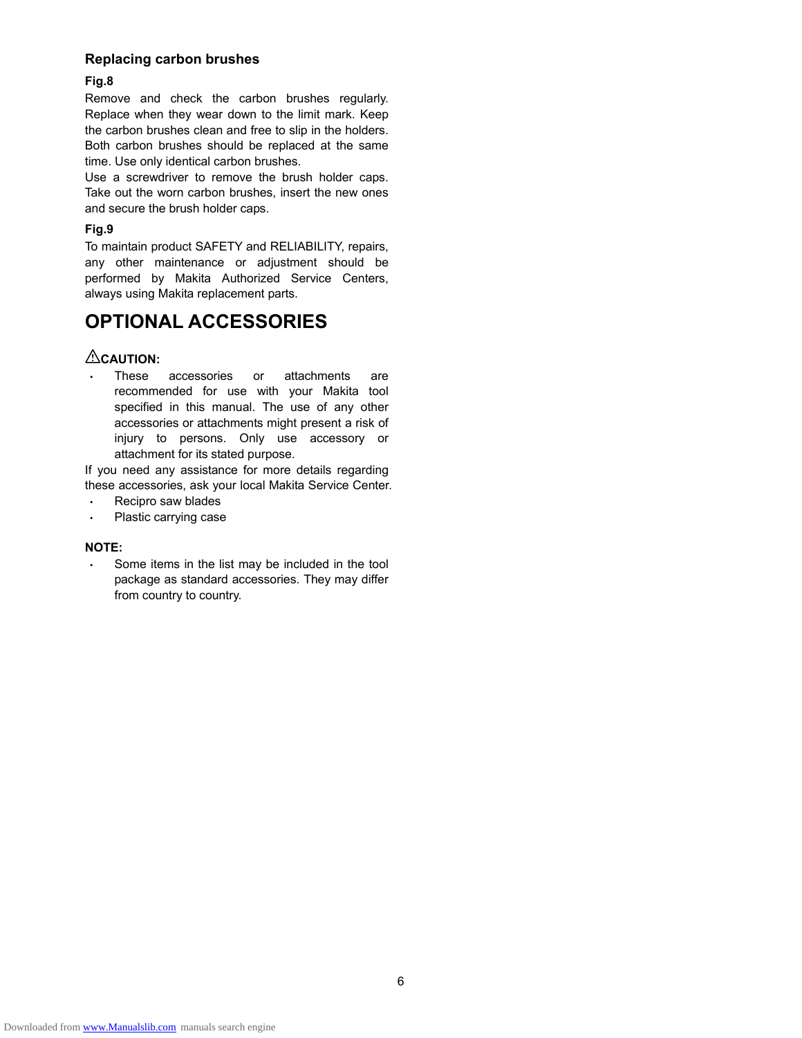### Replacing carbon brushes

**Fig.8**

Remove and check the carbon brushes regularly. Replace when they wear down to the limit mark. Keep the carbon brushes clean and free to slip in the holders. Both carbon brushes should be replaced at the same time. Use only identical carbon brushes.

Use a screwdriver to remove the brush holder caps. Take out the worn carbon brushes, insert the new ones and secure the brush holder caps.

**Fig.9**

To maintain product SAFETY and RELIABILITY, repairs, any other maintenance or adjustment should be performed by Makita Authorized Service Centers, always using Makita replacement parts.

# OPTIONAL ACCESSORIES

**⚠CAUTION:**

- These accessories or attachments are recommended for use with your Makita tool specified in this manual. The use of any other accessories or attachments might present a risk of injury to persons. Only use accessory or attachment for its stated purpose.

If you need any assistance for more details regarding these accessories, ask your local Makita Service Center.

- Recipro saw blades
- Plastic carrying case

**NOTE:**

- Some items in the list may be included in the tool package as standard accessories. They may differ from country to country.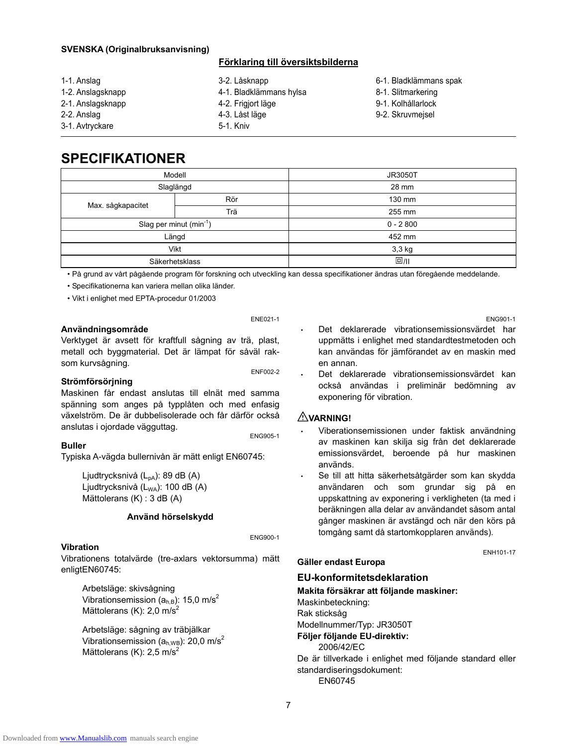**SVENSKA (Originalbruksanvisning)**

**Förklaring till översiktsbilderna**

1-1. Anslag
1-2. Anslagsknapp
2-1. Anslagsknapp
2-2. Anslag
3-1. Avtryckare
3-2. Låsknapp
4-1. Bladklämmans hylsa
4-2. Frigjort läge
4-3. Låst läge
5-1. Kniv
6-1. Bladklämmans spak
8-1. Slitmarkering
9-1. Kolhållarlock
9-2. Skruvmejsel

# SPECIFIKATIONER

| Modell | | JR3050T |
|---|---|---|
| Slaglängd | | 28 mm |
| Max. sågkapacitet | Rör | 130 mm |
| | Trä | 255 mm |
| Slag per minut ($min^{-1}$) | | 0 - 2 800 |
| Längd | | 452 mm |
| Vikt | | 3,3 kg |
| Säkerhetsklass | | ⧈/II |

• På grund av vårt pågående program för forskning och utveckling kan dessa specifikationer ändras utan föregående meddelande.
• Specifikationerna kan variera mellan olika länder.
• Vikt i enlighet med EPTA-procedur 01/2003

ENE021-1

**Användningsområde**

Verktyget är avsett för kraftfull sågning av trä, plast, metall och byggmaterial. Det är lämpat för såväl raksom kurvsågning.

ENF002-2

**Strömförsörjning**

Maskinen får endast anslutas till elnät med samma spänning som anges på typplåten och med enfasig växelström. De är dubbelisolerade och får därför också anslutas i ojordade vägguttag.

ENG905-1

**Buller**

Typiska A-vägda bullernivån är mätt enligt EN60745:

Ljudtrycksnivå ($L_{pA}$): 89 dB (A)
Ljudtrycksnivå ($L_{WA}$): 100 dB (A)
Mättolerans (K) : 3 dB (A)

**Använd hörselskydd**

ENG900-1

**Vibration**

Vibrationens totalvärde (tre-axlars vektorsumma) mätt enligtEN60745:

Arbetsläge: skivsågning
Vibrationsemission ($a_{h,B}$): 15,0 $m/s^2$
Mättolerans (K): 2,0 $m/s^2$

Arbetsläge: sågning av träbjälkar
Vibrationsemission ($a_{h,WB}$): 20,0 $m/s^2$
Mättolerans (K): 2,5 $m/s^2$

ENG901-1

- Det deklarerade vibrationsemissionsvärdet har uppmätts i enlighet med standardtestmetoden och kan användas för jämförandet av en maskin med en annan.
- Det deklarerade vibrationsemissionsvärdet kan också användas i preliminär bedömning av exponering för vibration.

**⚠VARNING!**

- Viberationsemissionen under faktisk användning av maskinen kan skilja sig från det deklarerade emissionsvärdet, beroende på hur maskinen används.
- Se till att hitta säkerhetsåtgärder som kan skydda användaren och som grundar sig på en uppskattning av exponering i verkligheten (ta med i beräkningen alla delar av användandet såsom antal gånger maskinen är avstängd och när den körs på tomgång samt då startomkopplaren används).

ENH101-17

**Gäller endast Europa**

**EU-konformitetsdeklaration**

**Makita försäkrar att följande maskiner:**
Maskinbeteckning:
Rak sticksåg
Modellnummer/Typ: JR3050T
**Följer följande EU-direktiv:**
2006/42/EC
De är tillverkade i enlighet med följande standard eller standardiseringsdokument:
EN60745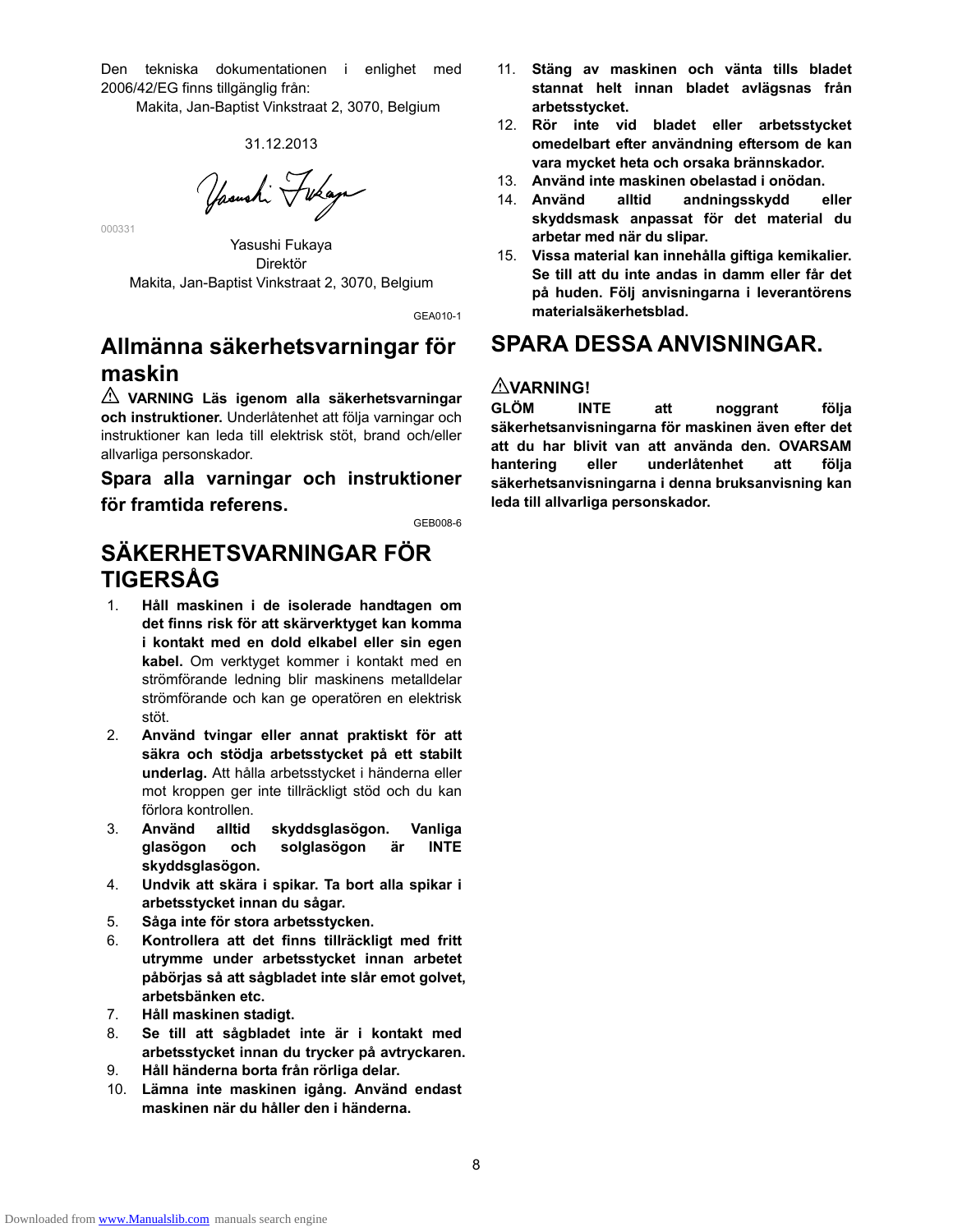Den tekniska dokumentationen i enlighet med 2006/42/EG finns tillgänglig från:

Makita, Jan-Baptist Vinkstraat 2, 3070, Belgium

31.12.2013

000331

Yasushi Fukaya
Direktör
Makita, Jan-Baptist Vinkstraat 2, 3070, Belgium

GEA010-1

## Allmänna säkerhetsvarningar för maskin

⚠ **VARNING Läs igenom alla säkerhetsvarningar och instruktioner.** Underlåtenhet att följa varningar och instruktioner kan leda till elektrisk stöt, brand och/eller allvarliga personskador.

**Spara alla varningar och instruktioner för framtida referens.**

GEB008-6

## SÄKERHETSVARNINGAR FÖR TIGERSÅG

1. **Håll maskinen i de isolerade handtagen om det finns risk för att skärverktyget kan komma i kontakt med en dold elkabel eller sin egen kabel.** Om verktyget kommer i kontakt med en strömförande ledning blir maskinens metalldelar strömförande och kan ge operatören en elektrisk stöt.
2. **Använd tvingar eller annat praktiskt för att säkra och stödja arbetsstycket på ett stabilt underlag.** Att hålla arbetsstycket i händerna eller mot kroppen ger inte tillräckligt stöd och du kan förlora kontrollen.
3. **Använd alltid skyddsglasögon. Vanliga glasögon och solglasögon är INTE skyddsglasögon.**
4. **Undvik att skära i spikar. Ta bort alla spikar i arbetsstycket innan du sågar.**
5. **Såga inte för stora arbetsstycken.**
6. **Kontrollera att det finns tillräckligt med fritt utrymme under arbetsstycket innan arbetet påbörjas så att sågbladet inte slår emot golvet, arbetsbänken etc.**
7. **Håll maskinen stadigt.**
8. **Se till att sågbladet inte är i kontakt med arbetsstycket innan du trycker på avtryckaren.**
9. **Håll händerna borta från rörliga delar.**
10. **Lämna inte maskinen igång. Använd endast maskinen när du håller den i händerna.**
11. **Stäng av maskinen och vänta tills bladet stannat helt innan bladet avlägsnas från arbetsstycket.**
12. **Rör inte vid bladet eller arbetsstycket omedelbart efter användning eftersom de kan vara mycket heta och orsaka brännskador.**
13. **Använd inte maskinen obelastad i onödan.**
14. **Använd alltid andningsskydd eller skyddsmask anpassat för det material du arbetar med när du slipar.**
15. **Vissa material kan innehålla giftiga kemikalier. Se till att du inte andas in damm eller får det på huden. Följ anvisningarna i leverantörens materialsäkerhetsblad.**

## SPARA DESSA ANVISNINGAR.

**⚠VARNING!**

**GLÖM INTE att noggrant följa säkerhetsanvisningarna för maskinen även efter det att du har blivit van att använda den. OVARSAM hantering eller underlåtenhet att följa säkerhetsanvisningarna i denna bruksanvisning kan leda till allvarliga personskador.**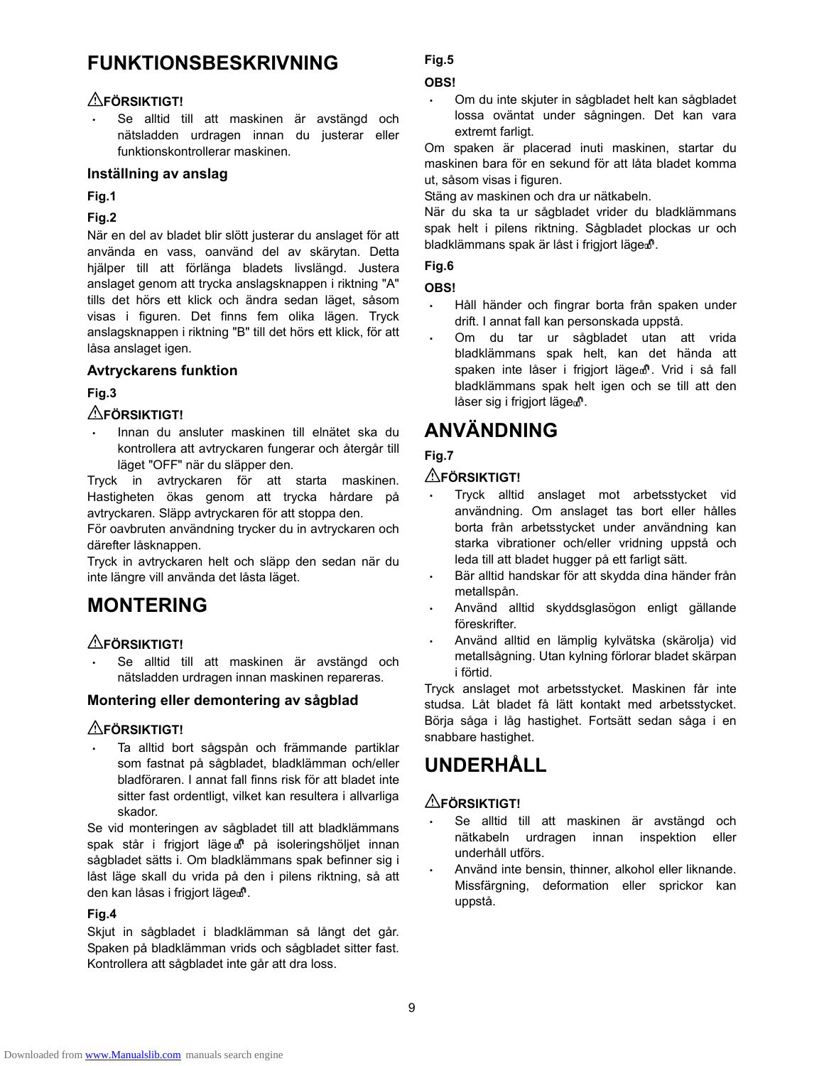# FUNKTIONSBESKRIVNING

⚠FÖRSIKTIGT!

- Se alltid till att maskinen är avstängd och nätsladden urdragen innan du justerar eller funktionskontrollerar maskinen.

## Inställning av anslag

**Fig.1**

**Fig.2**

När en del av bladet blir slött justerar du anslaget för att använda en vass, oanvänd del av skärytan. Detta hjälper till att förlänga bladets livslängd. Justera anslaget genom att trycka anslagsknappen i riktning "A" tills det hörs ett klick och ändra sedan läget, såsom visas i figuren. Det finns fem olika lägen. Tryck anslagsknappen i riktning "B" till det hörs ett klick, för att låsa anslaget igen.

## Avtryckarens funktion

**Fig.3**

⚠FÖRSIKTIGT!

- Innan du ansluter maskinen till elnätet ska du kontrollera att avtryckaren fungerar och återgår till läget "OFF" när du släpper den.

Tryck in avtryckaren för att starta maskinen. Hastigheten ökas genom att trycka hårdare på avtryckaren. Släpp avtryckaren för att stoppa den.

För oavbruten användning trycker du in avtryckaren och därefter låsknappen.

Tryck in avtryckaren helt och släpp den sedan när du inte längre vill använda det låsta läget.

# MONTERING

⚠FÖRSIKTIGT!

- Se alltid till att maskinen är avstängd och nätsladden urdragen innan maskinen repareras.

## Montering eller demontering av sågblad

⚠FÖRSIKTIGT!

- Ta alltid bort sågspån och främmande partiklar som fastnat på sågbladet, bladklämman och/eller bladföraren. I annat fall finns risk för att bladet inte sitter fast ordentligt, vilket kan resultera i allvarliga skador.

Se vid monteringen av sågbladet till att bladklämmans spak står i frigjort läge 🔓 på isoleringshöljet innan sågbladet sätts i. Om bladklämmans spak befinner sig i låst läge skall du vrida på den i pilens riktning, så att den kan låsas i frigjort läge 🔓.

**Fig.4**

Skjut in sågbladet i bladklämman så långt det går. Spaken på bladklämman vrids och sågbladet sitter fast. Kontrollera att sågbladet inte går att dra loss.

**Fig.5**

**OBS!**

- Om du inte skjuter in sågbladet helt kan sågbladet lossa oväntat under sågningen. Det kan vara extremt farligt.

Om spaken är placerad inuti maskinen, startar du maskinen bara för en sekund för att låta bladet komma ut, såsom visas i figuren.

Stäng av maskinen och dra ur nätkabeln.

När du ska ta ur sågbladet vrider du bladklämmans spak helt i pilens riktning. Sågbladet plockas ur och bladklämmans spak är låst i frigjort läge 🔓.

**Fig.6**

**OBS!**

- Håll händer och fingrar borta från spaken under drift. I annat fall kan personskada uppstå.
- Om du tar ur sågbladet utan att vrida bladklämmans spak helt, kan det hända att spaken inte låser i frigjort läge 🔓. Vrid i så fall bladklämmans spak helt igen och se till att den låser sig i frigjort läge 🔓.

# ANVÄNDNING

**Fig.7**

⚠FÖRSIKTIGT!

- Tryck alltid anslaget mot arbetsstycket vid användning. Om anslaget tas bort eller hålles borta från arbetsstycket under användning kan starka vibrationer och/eller vridning uppstå och leda till att bladet hugger på ett farligt sätt.
- Bär alltid handskar för att skydda dina händer från metallspån.
- Använd alltid skyddsglasögon enligt gällande föreskrifter.
- Använd alltid en lämplig kylvätska (skärolja) vid metallsågning. Utan kylning förlorar bladet skärpan i förtid.

Tryck anslaget mot arbetsstycket. Maskinen får inte studsa. Låt bladet få lätt kontakt med arbetsstycket. Börja såga i låg hastighet. Fortsätt sedan såga i en snabbare hastighet.

# UNDERHÅLL

⚠FÖRSIKTIGT!

- Se alltid till att maskinen är avstängd och nätkabeln urdragen innan inspektion eller underhåll utförs.
- Använd inte bensin, thinner, alkohol eller liknande. Missfärgning, deformation eller sprickor kan uppstå.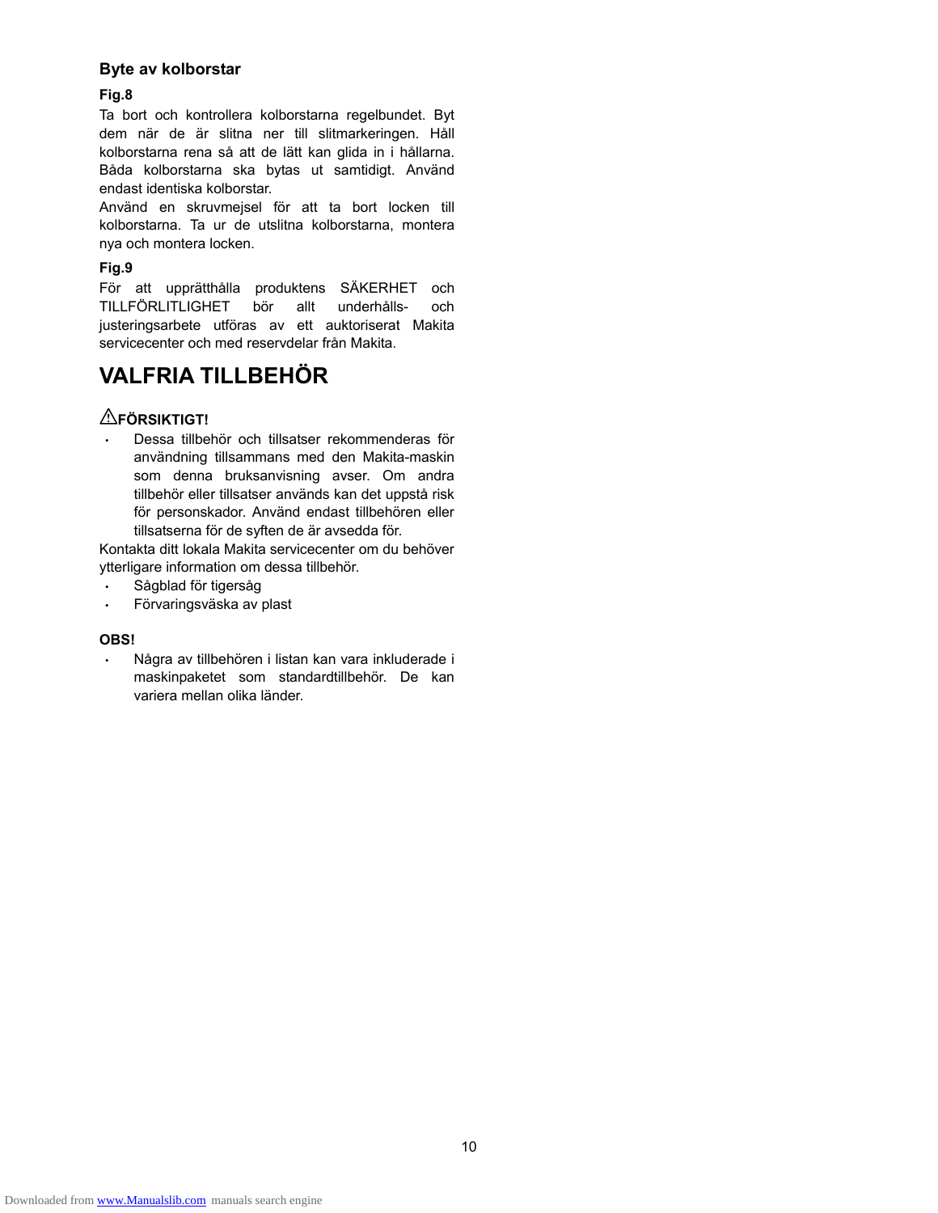### Byte av kolborstar

**Fig.8**

Ta bort och kontrollera kolborstarna regelbundet. Byt dem när de är slitna ner till slitmarkeringen. Håll kolborstarna rena så att de lätt kan glida in i hållarna. Båda kolborstarna ska bytas ut samtidigt. Använd endast identiska kolborstar.

Använd en skruvmejsel för att ta bort locken till kolborstarna. Ta ur de utslitna kolborstarna, montera nya och montera locken.

**Fig.9**

För att upprätthålla produktens SÄKERHET och TILLFÖRLITLIGHET bör allt underhålls- och justeringsarbete utföras av ett auktoriserat Makita servicecenter och med reservdelar från Makita.

## VALFRIA TILLBEHÖR

**⚠FÖRSIKTIGT!**

- Dessa tillbehör och tillsatser rekommenderas för användning tillsammans med den Makita-maskin som denna bruksanvisning avser. Om andra tillbehör eller tillsatser används kan det uppstå risk för personskador. Använd endast tillbehören eller tillsatserna för de syften de är avsedda för.

Kontakta ditt lokala Makita servicecenter om du behöver ytterligare information om dessa tillbehör.

- Sågblad för tigersåg
- Förvaringsväska av plast

**OBS!**

- Några av tillbehören i listan kan vara inkluderade i maskinpaketet som standardtillbehör. De kan variera mellan olika länder.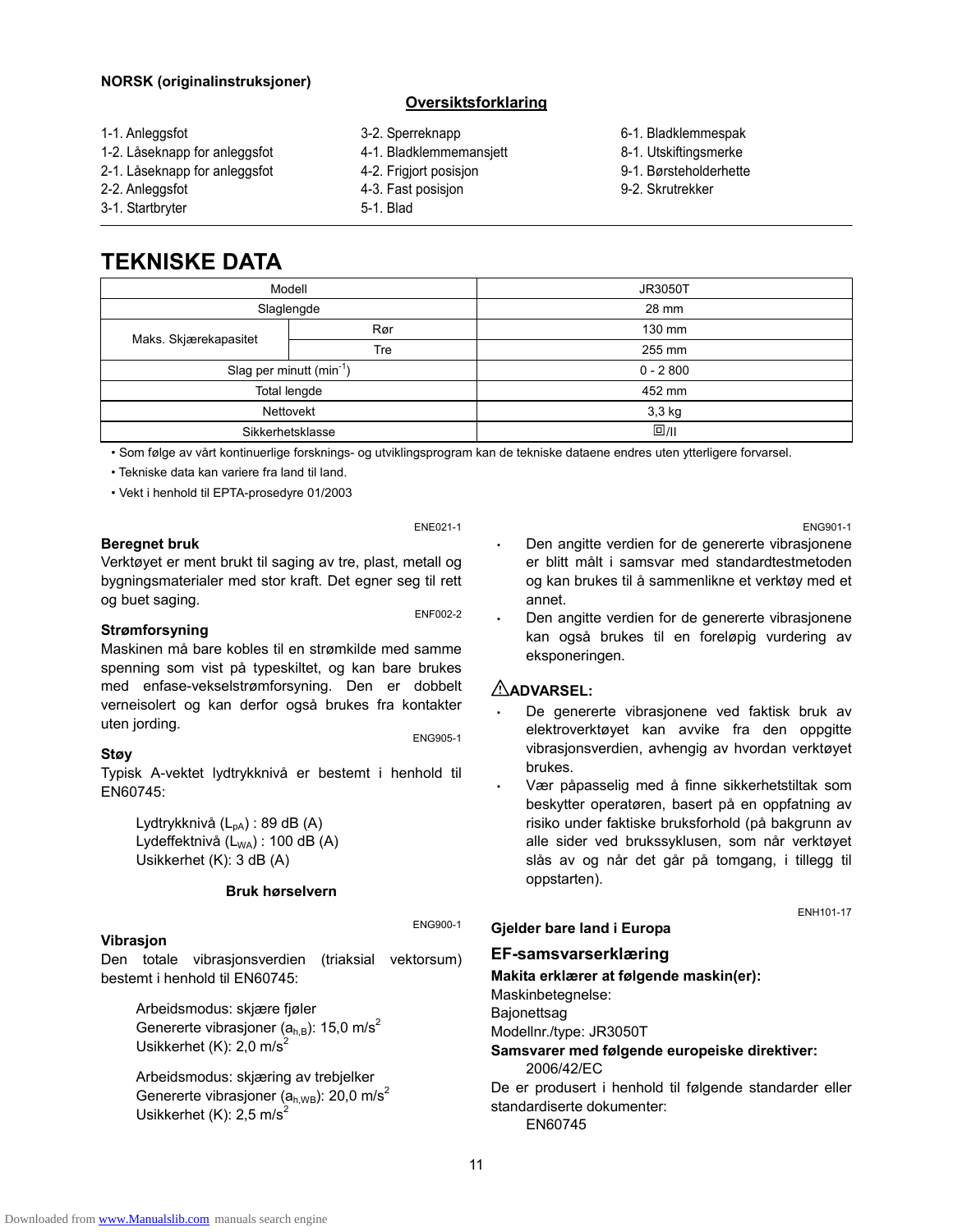NORSK (originalinstruksjoner)

## Oversiktsforklaring

1-1. Anleggsfot
1-2. Låseknapp for anleggsfot
2-1. Låseknapp for anleggsfot
2-2. Anleggsfot
3-1. Startbryter
3-2. Sperreknapp
4-1. Bladklemmemansjett
4-2. Frigjort posisjon
4-3. Fast posisjon
5-1. Blad
6-1. Bladklemmespak
8-1. Utskiftingsmerke
9-1. Børsteholderhette
9-2. Skrutrekker

# TEKNISKE DATA

| Modell | | JR3050T |
|---|---|---|
| Slaglengde | | 28 mm |
| Maks. Skjærekapasitet | Rør | 130 mm |
| | Tre | 255 mm |
| Slag per minutt ($min^{-1}$) | | 0 - 2 800 |
| Total lengde | | 452 mm |
| Nettovekt | | 3,3 kg |
| Sikkerhetsklasse | | ⧈/II |

- Som følge av vårt kontinuerlige forsknings- og utviklingsprogram kan de tekniske dataene endres uten ytterligere forvarsel.
- Tekniske data kan variere fra land til land.
- Vekt i henhold til EPTA-prosedyre 01/2003

ENE021-1

### Beregnet bruk

Verktøyet er ment brukt til saging av tre, plast, metall og bygningsmaterialer med stor kraft. Det egner seg til rett og buet saging.

ENF002-2

### Strømforsyning

Maskinen må bare kobles til en strømkilde med samme spenning som vist på typeskiltet, og kan bare brukes med enfase-vekselstrømforsyning. Den er dobbelt verneisolert og kan derfor også brukes fra kontakter uten jording.

ENG905-1

### Støy

Typisk A-vektet lydtrykknivå er bestemt i henhold til EN60745:

Lydtrykknivå ($L_{pA}$) : 89 dB (A)
Lydeffektnivå ($L_{WA}$) : 100 dB (A)
Usikkerhet (K): 3 dB (A)

**Bruk hørselvern**

ENG900-1

### Vibrasjon

Den totale vibrasjonsverdien (triaksial vektorsum) bestemt i henhold til EN60745:

Arbeidsmodus: skjære fjøler
Genererte vibrasjoner ($a_{h,B}$): 15,0 $m/s^2$
Usikkerhet (K): 2,0 $m/s^2$

Arbeidsmodus: skjæring av trebjelker
Genererte vibrasjoner ($a_{h,WB}$): 20,0 $m/s^2$
Usikkerhet (K): 2,5 $m/s^2$

ENG901-1

- Den angitte verdien for de genererte vibrasjonene er blitt målt i samsvar med standardtestmetoden og kan brukes til å sammenlikne et verktøy med et annet.
- Den angitte verdien for de genererte vibrasjonene kan også brukes til en foreløpig vurdering av eksponeringen.

### ⚠ADVARSEL:

- De genererte vibrasjonene ved faktisk bruk av elektroverktøyet kan avvike fra den oppgitte vibrasjonsverdien, avhengig av hvordan verktøyet brukes.
- Vær påpasselig med å finne sikkerhetstiltak som beskytter operatøren, basert på en oppfatning av risiko under faktiske bruksforhold (på bakgrunn av alle sider ved brukssyklusen, som når verktøyet slås av og når det går på tomgang, i tillegg til oppstarten).

ENH101-17

**Gjelder bare land i Europa**

### EF-samsvarserklæring

**Makita erklærer at følgende maskin(er):**
Maskinbetegnelse:
Bajonettsag
Modellnr./type: JR3050T
**Samsvarer med følgende europeiske direktiver:**
2006/42/EC
De er produsert i henhold til følgende standarder eller standardiserte dokumenter:
EN60745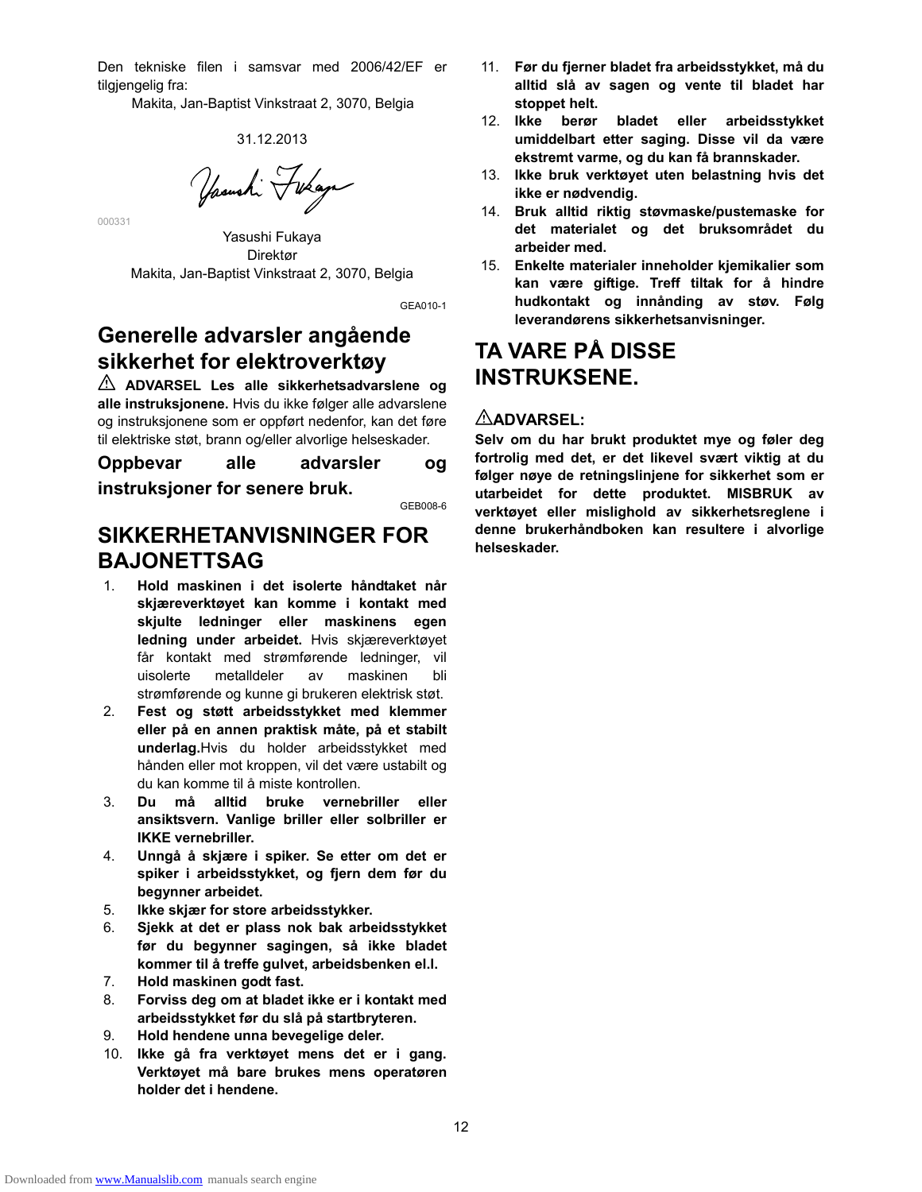Den tekniske filen i samsvar med 2006/42/EF er tilgjengelig fra:

Makita, Jan-Baptist Vinkstraat 2, 3070, Belgia

31.12.2013

000331

Yasushi Fukaya
Direktør
Makita, Jan-Baptist Vinkstraat 2, 3070, Belgia

GEA010-1

## Generelle advarsler angående sikkerhet for elektroverktøy

⚠ **ADVARSEL Les alle sikkerhetsadvarslene og alle instruksjonene.** Hvis du ikke følger alle advarslene og instruksjonene som er oppført nedenfor, kan det føre til elektriske støt, brann og/eller alvorlige helseskader.

**Oppbevar alle advarsler og instruksjoner for senere bruk.**

GEB008-6

## SIKKERHETANVISNINGER FOR BAJONETTSAG

1. **Hold maskinen i det isolerte håndtaket når skjæreverktøyet kan komme i kontakt med skjulte ledninger eller maskinens egen ledning under arbeidet.** Hvis skjæreverktøyet får kontakt med strømførende ledninger, vil uisolerte metalldeler av maskinen bli strømførende og kunne gi brukeren elektrisk støt.
2. **Fest og støtt arbeidsstykket med klemmer eller på en annen praktisk måte, på et stabilt underlag.** Hvis du holder arbeidsstykket med hånden eller mot kroppen, vil det være ustabilt og du kan komme til å miste kontrollen.
3. **Du må alltid bruke vernebriller eller ansiktsvern. Vanlige briller eller solbriller er IKKE vernebriller.**
4. **Unngå å skjære i spiker. Se etter om det er spiker i arbeidsstykket, og fjern dem før du begynner arbeidet.**
5. **Ikke skjær for store arbeidsstykker.**
6. **Sjekk at det er plass nok bak arbeidsstykket før du begynner sagingen, så ikke bladet kommer til å treffe gulvet, arbeidsbenken el.l.**
7. **Hold maskinen godt fast.**
8. **Forviss deg om at bladet ikke er i kontakt med arbeidsstykket før du slå på startbryteren.**
9. **Hold hendene unna bevegelige deler.**
10. **Ikke gå fra verktøyet mens det er i gang. Verktøyet må bare brukes mens operatøren holder det i hendene.**
11. **Før du fjerner bladet fra arbeidsstykket, må du alltid slå av sagen og vente til bladet har stoppet helt.**
12. **Ikke berør bladet eller arbeidsstykket umiddelbart etter saging. Disse vil da være ekstremt varme, og du kan få brannskader.**
13. **Ikke bruk verktøyet uten belastning hvis det ikke er nødvendig.**
14. **Bruk alltid riktig støvmaske/pustemaske for det materialet og det bruksområdet du arbeider med.**
15. **Enkelte materialer inneholder kjemikalier som kan være giftige. Treff tiltak for å hindre hudkontakt og innånding av støv. Følg leverandørens sikkerhetsanvisninger.**

## TA VARE PÅ DISSE INSTRUKSENE.

⚠**ADVARSEL:**

**Selv om du har brukt produktet mye og føler deg fortrolig med det, er det likevel svært viktig at du følger nøye de retningslinjene for sikkerhet som er utarbeidet for dette produktet. MISBRUK av verktøyet eller mislighold av sikkerhetsreglene i denne brukerhåndboken kan resultere i alvorlige helseskader.**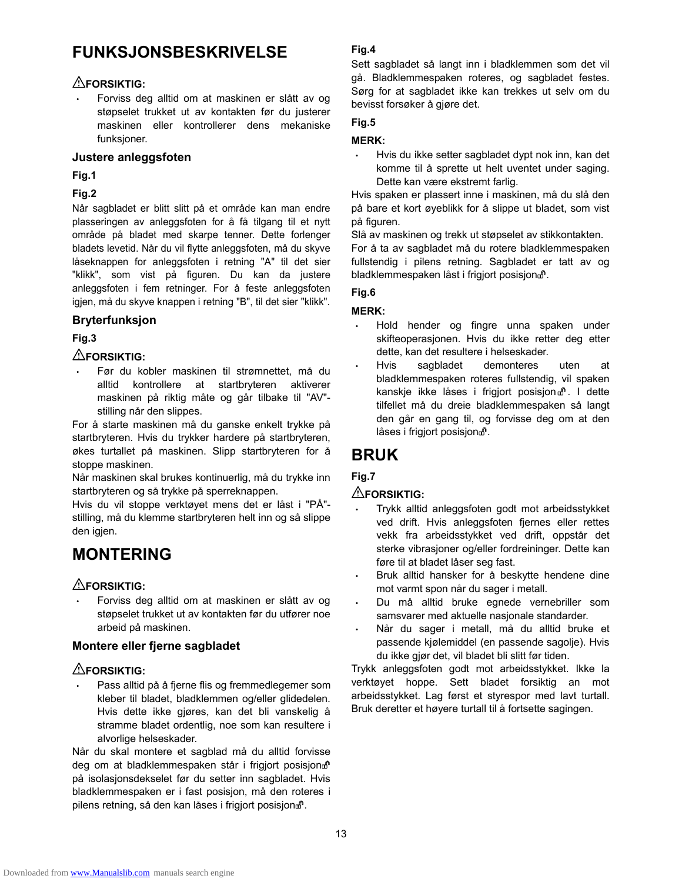# FUNKSJONSBESKRIVELSE

⚠**FORSIKTIG:**

- Forviss deg alltid om at maskinen er slått av og støpselet trukket ut av kontakten før du justerer maskinen eller kontrollerer dens mekaniske funksjoner.

### Justere anleggsfoten

**Fig.1**

**Fig.2**

Når sagbladet er blitt slitt på et område kan man endre plasseringen av anleggsfoten for å få tilgang til et nytt område på bladet med skarpe tenner. Dette forlenger bladets levetid. Når du vil flytte anleggsfoten, må du skyve låseknappen for anleggsfoten i retning "A" til det sier "klikk", som vist på figuren. Du kan da justere anleggsfoten i fem retninger. For å feste anleggsfoten igjen, må du skyve knappen i retning "B", til det sier "klikk".

### Bryterfunksjon

**Fig.3**

⚠**FORSIKTIG:**

- Før du kobler maskinen til strømnettet, må du alltid kontrollere at startbryteren aktiverer maskinen på riktig måte og går tilbake til "AV"-stilling når den slippes.

For å starte maskinen må du ganske enkelt trykke på startbryteren. Hvis du trykker hardere på startbryteren, økes turtallet på maskinen. Slipp startbryteren for å stoppe maskinen.

Når maskinen skal brukes kontinuerlig, må du trykke inn startbryteren og så trykke på sperreknappen.

Hvis du vil stoppe verktøyet mens det er låst i "PÅ"-stilling, må du klemme startbryteren helt inn og så slippe den igjen.

# MONTERING

⚠**FORSIKTIG:**

- Forviss deg alltid om at maskinen er slått av og støpselet trukket ut av kontakten før du utfører noe arbeid på maskinen.

### Montere eller fjerne sagbladet

⚠**FORSIKTIG:**

- Pass alltid på å fjerne flis og fremmedlegemer som kleber til bladet, bladklemmen og/eller glidedelen. Hvis dette ikke gjøres, kan det bli vanskelig å stramme bladet ordentlig, noe som kan resultere i alvorlige helseskader.

Når du skal montere et sagblad må du alltid forvisse deg om at bladklemmespaken står i frigjort posisjon på isolasjonsdekselet før du setter inn sagbladet. Hvis bladklemmespaken er i fast posisjon, må den roteres i pilens retning, så den kan låses i frigjort posisjon.

**Fig.4**

Sett sagbladet så langt inn i bladklemmen som det vil gå. Bladklemmespaken roteres, og sagbladet festes. Sørg for at sagbladet ikke kan trekkes ut selv om du bevisst forsøker å gjøre det.

**Fig.5**

**MERK:**

- Hvis du ikke setter sagbladet dypt nok inn, kan det komme til å sprette ut helt uventet under saging. Dette kan være ekstremt farlig.

Hvis spaken er plassert inne i maskinen, må du slå den på bare et kort øyeblikk for å slippe ut bladet, som vist på figuren.

Slå av maskinen og trekk ut støpselet av stikkontakten.

For å ta av sagbladet må du rotere bladklemmespaken fullstendig i pilens retning. Sagbladet er tatt av og bladklemmespaken låst i frigjort posisjon.

**Fig.6**

**MERK:**

- Hold hender og fingre unna spaken under skifteoperasjonen. Hvis du ikke retter deg etter dette, kan det resultere i helseskader.
- Hvis sagbladet demonteres uten at bladklemmespaken roteres fullstendig, vil spaken kanskje ikke låses i frigjort posisjon. I dette tilfellet må du dreie bladklemmespaken så langt den går en gang til, og forvisse deg om at den låses i frigjort posisjon.

# BRUK

**Fig.7**

⚠**FORSIKTIG:**

- Trykk alltid anleggsfoten godt mot arbeidsstykket ved drift. Hvis anleggsfoten fjernes eller rettes vekk fra arbeidsstykket ved drift, oppstår det sterke vibrasjoner og/eller fordreininger. Dette kan føre til at bladet låser seg fast.
- Bruk alltid hansker for å beskytte hendene dine mot varmt spon når du sager i metall.
- Du må alltid bruke egnede vernebriller som samsvarer med aktuelle nasjonale standarder.
- Når du sager i metall, må du alltid bruke et passende kjølemiddel (en passende sagolje). Hvis du ikke gjør det, vil bladet bli slitt før tiden.

Trykk anleggsfoten godt mot arbeidsstykket. Ikke la verktøyet hoppe. Sett bladet forsiktig an mot arbeidsstykket. Lag først et styrespor med lavt turtall. Bruk deretter et høyere turtall til å fortsette sagingen.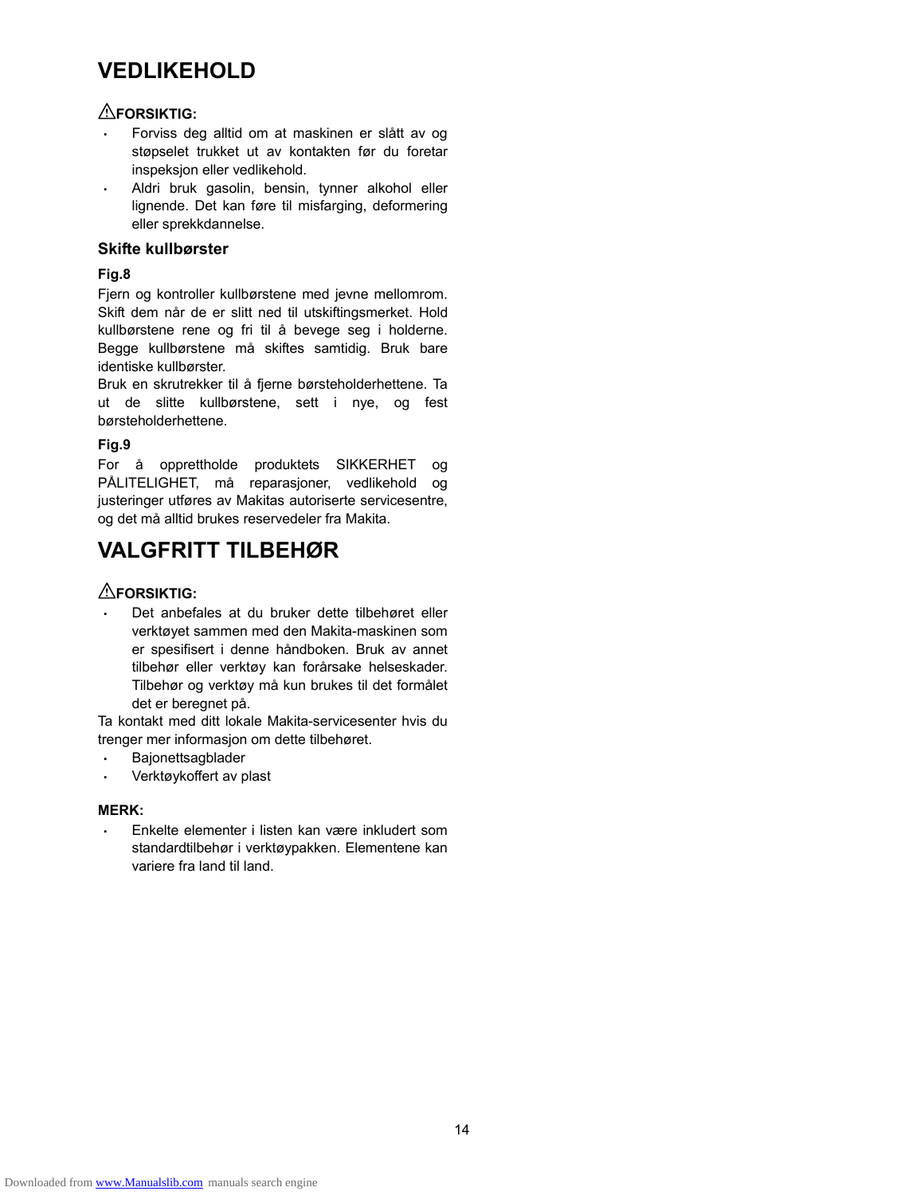# VEDLIKEHOLD

**⚠FORSIKTIG:**

- Forviss deg alltid om at maskinen er slått av og støpselet trukket ut av kontakten før du foretar inspeksjon eller vedlikehold.
- Aldri bruk gasolin, bensin, tynner alkohol eller lignende. Det kan føre til misfarging, deformering eller sprekkdannelse.

### Skifte kullbørster

**Fig.8**

Fjern og kontroller kullbørstene med jevne mellomrom. Skift dem når de er slitt ned til utskiftingsmerket. Hold kullbørstene rene og fri til å bevege seg i holderne. Begge kullbørstene må skiftes samtidig. Bruk bare identiske kullbørster.

Bruk en skrutrekker til å fjerne børsteholderhettene. Ta ut de slitte kullbørstene, sett i nye, og fest børsteholderhettene.

**Fig.9**

For å opprettholde produktets SIKKERHET og PÅLITELIGHET, må reparasjoner, vedlikehold og justeringer utføres av Makitas autoriserte servicesentre, og det må alltid brukes reservedeler fra Makita.

# VALGFRITT TILBEHØR

**⚠FORSIKTIG:**

- Det anbefales at du bruker dette tilbehøret eller verktøyet sammen med den Makita-maskinen som er spesifisert i denne håndboken. Bruk av annet tilbehør eller verktøy kan forårsake helseskader. Tilbehør og verktøy må kun brukes til det formålet det er beregnet på.

Ta kontakt med ditt lokale Makita-servicesenter hvis du trenger mer informasjon om dette tilbehøret.

- Bajonettsagblader
- Verktøykoffert av plast

**MERK:**

- Enkelte elementer i listen kan være inkludert som standardtilbehør i verktøypakken. Elementene kan variere fra land til land.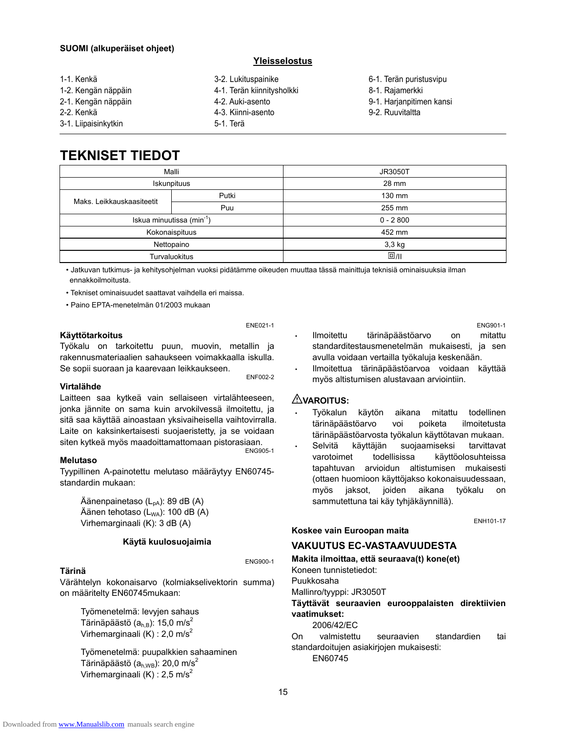**SUOMI (alkuperäiset ohjeet)**

**Yleisselostus**

1-1. Kenkä
1-2. Kengän näppäin
2-1. Kengän näppäin
2-2. Kenkä
3-1. Liipaisinkytkin
3-2. Lukituspainike
4-1. Terän kiinnitysholkki
4-2. Auki-asento
4-3. Kiinni-asento
5-1. Terä
6-1. Terän puristusvipu
8-1. Rajamerkki
9-1. Harjanpitimen kansi
9-2. Ruuvitaltta

# TEKNISET TIEDOT

| Malli | | JR3050T |
|---|---|---|
| Iskunpituus | | 28 mm |
| Maks. Leikkauskaasiteetit | Putki | 130 mm |
| | Puu | 255 mm |
| Iskua minuutissa ($min^{-1}$) | | 0 - 2 800 |
| Kokonaispituus | | 452 mm |
| Nettopaino | | 3,3 kg |
| Turvaluokitus | | ⧈/II |

• Jatkuvan tutkimus- ja kehitysohjelman vuoksi pidätämme oikeuden muuttaa tässä mainittuja teknisiä ominaisuuksia ilman ennakkoilmoitusta.

• Tekniset ominaisuudet saattavat vaihdella eri maissa.

• Paino EPTA-menetelmän 01/2003 mukaan

ENE021-1

**Käyttötarkoitus**

Työkalu on tarkoitettu puun, muovin, metallin ja rakennusmateriaalien sahaukseen voimakkaalla iskulla. Se sopii suoraan ja kaarevaan leikkaukseen.

ENF002-2

**Virtalähde**

Laitteen saa kytkeä vain sellaiseen virtalähteeseen, jonka jännite on sama kuin arvokilvessä ilmoitettu, ja sitä saa käyttää ainoastaan yksivaiheisella vaihtovirralla. Laite on kaksinkertaisesti suojaeristetty, ja se voidaan siten kytkeä myös maadoittamattomaan pistorasiaan.

ENG905-1

**Melutaso**

Tyypillinen A-painotettu melutaso määräytyy EN60745-standardin mukaan:

Äänenpainetaso ($L_{pA}$): 89 dB (A)
Äänen tehotaso ($L_{WA}$): 100 dB (A)
Virhemarginaali (K): 3 dB (A)

**Käytä kuulosuojaimia**

ENG900-1

**Tärinä**

Värähtelyn kokonaisarvo (kolmiakselivektorin summa) on määritelty EN60745mukaan:

Työmenetelmä: levyjen sahaus
Tärinäpäästö ($a_{h,B}$): 15,0 $m/s^2$
Virhemarginaali (K) : 2,0 $m/s^2$

Työmenetelmä: puupalkkien sahaaminen
Tärinäpäästö ($a_{h,WB}$): 20,0 $m/s^2$
Virhemarginaali (K) : 2,5 $m/s^2$

ENG901-1

- Ilmoitettu tärinäpäästöarvo on mitattu standarditestausmenetelmän mukaisesti, ja sen avulla voidaan vertailla työkaluja keskenään.
- Ilmoitettua tärinäpäästöarvoa voidaan käyttää myös altistumisen alustavaan arviointiin.

**⚠VAROITUS:**

- Työkalun käytön aikana mitattu todellinen tärinäpäästöarvo voi poiketa ilmoitetusta tärinäpäästöarvosta työkalun käyttötavan mukaan.
- Selvitä käyttäjän suojaamiseksi tarvittavat varotoimet todellisissa käyttöolosuhteissa tapahtuvan arvioidun altistumisen mukaisesti (ottaen huomioon käyttöjakso kokonaisuudessaan, myös jaksot, joiden aikana työkalu on sammutettuna tai käy tyhjäkäynnillä).

ENH101-17

**Koskee vain Euroopan maita**

## VAKUUTUS EC-VASTAAVUUDESTA

**Makita ilmoittaa, että seuraava(t) kone(et)**
Koneen tunnistetiedot:
Puukkosaha
Mallinro/tyyppi: JR3050T
**Täyttävät seuraavien eurooppalaisten direktiivien vaatimukset:**
2006/42/EC
On valmistettu seuraavien standardien tai standardoitujen asiakirjojen mukaisesti:
EN60745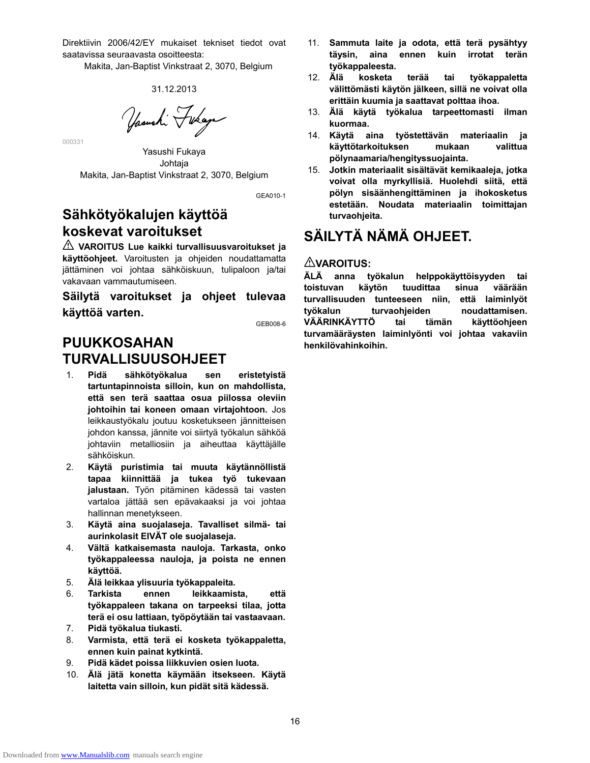Direktiivin 2006/42/EY mukaiset tekniset tiedot ovat saatavissa seuraavasta osoitteesta:

Makita, Jan-Baptist Vinkstraat 2, 3070, Belgium

31.12.2013

000331

Yasushi Fukaya
Johtaja
Makita, Jan-Baptist Vinkstraat 2, 3070, Belgium

GEA010-1

## Sähkötyökalujen käyttöä koskevat varoitukset

⚠ **VAROITUS Lue kaikki turvallisuusvaroitukset ja käyttöohjeet.** Varoitusten ja ohjeiden noudattamatta jättäminen voi johtaa sähköiskuun, tulipaloon ja/tai vakavaan vammautumiseen.

**Säilytä varoitukset ja ohjeet tulevaa käyttöä varten.**

GEB008-6

## PUUKKOSAHAN TURVALLISUUSOHJEET

1. **Pidä sähkötyökalua sen eristetyistä tartuntapinnoista silloin, kun on mahdollista, että sen terä saattaa osua piilossa oleviin johtoihin tai koneen omaan virtajohtoon.** Jos leikkaustyökalu joutuu kosketukseen jännitteisen johdon kanssa, jännite voi siirtyä työkalun sähköä johtaviin metalliosiin ja aiheuttaa käyttäjälle sähköiskun.
2. **Käytä puristimia tai muuta käytännöllistä tapaa kiinnittää ja tukea työ tukevaan jalustaan.** Työn pitäminen kädessä tai vasten vartaloa jättää sen epävakaaksi ja voi johtaa hallinnan menetykseen.
3. **Käytä aina suojalaseja. Tavalliset silmä- tai aurinkolasit EIVÄT ole suojalaseja.**
4. **Vältä katkaisemasta nauloja. Tarkasta, onko työkappaleessa nauloja, ja poista ne ennen käyttöä.**
5. **Älä leikkaa ylisuuria työkappaleita.**
6. **Tarkista ennen leikkaamista, että työkappaleen takana on tarpeeksi tilaa, jotta terä ei osu lattiaan, työpöytään tai vastaavaan.**
7. **Pidä työkalua tiukasti.**
8. **Varmista, että terä ei kosketa työkappaletta, ennen kuin painat kytkintä.**
9. **Pidä kädet poissa liikkuvien osien luota.**
10. **Älä jätä konetta käymään itsekseen. Käytä laitetta vain silloin, kun pidät sitä kädessä.**
11. **Sammuta laite ja odota, että terä pysähtyy täysin, aina ennen kuin irrotat terän työkappaleesta.**
12. **Älä kosketa terää tai työkappaletta välittömästi käytön jälkeen, sillä ne voivat olla erittäin kuumia ja saattavat polttaa ihoa.**
13. **Älä käytä työkalua tarpeettomasti ilman kuormaa.**
14. **Käytä aina työstettävän materiaalin ja käyttötarkoituksen mukaan valittua pölynaamaria/hengityssuojainta.**
15. **Jotkin materiaalit sisältävät kemikaaleja, jotka voivat olla myrkyllisiä. Huolehdi siitä, että pölyn sisäänhengittäminen ja ihokosketus estetään. Noudata materiaalin toimittajan turvaohjeita.**

## SÄILYTÄ NÄMÄ OHJEET.

⚠**VAROITUS:**

**ÄLÄ anna työkalun helppokäyttöisyyden tai toistuvan käytön tuudittaa sinua väärään turvallisuuden tunteeseen niin, että laiminlyöt työkalun turvaohjeiden noudattamisen. VÄÄRINKÄYTTÖ tai tämän käyttöohjeen turvamääräysten laiminlyönti voi johtaa vakaviin henkilövahinkoihin.**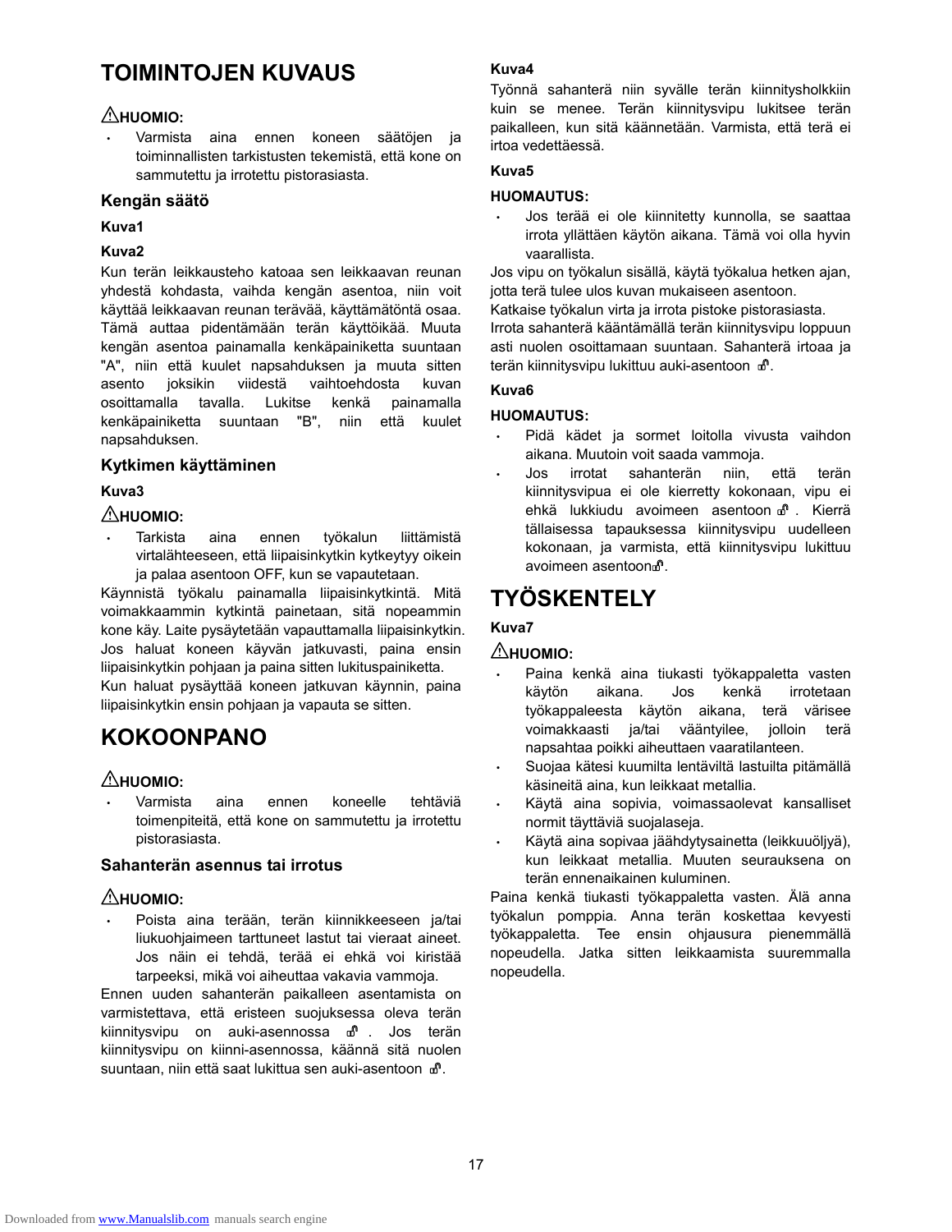# TOIMINTOJEN KUVAUS

⚠**HUOMIO:**

- Varmista aina ennen koneen säätöjen ja toiminnallisten tarkistusten tekemistä, että kone on sammutettu ja irrotettu pistorasiasta.

## Kengän säätö

**Kuva1**

**Kuva2**

Kun terän leikkausteho katoaa sen leikkaavan reunan yhdestä kohdasta, vaihda kengän asentoa, niin voit käyttää leikkaavan reunan terävää, käyttämätöntä osaa. Tämä auttaa pidentämään terän käyttöikää. Muuta kengän asentoa painamalla kenkäpainiketta suuntaan "A", niin että kuulet napsahduksen ja muuta sitten asento joksikin viidestä vaihtoehdosta kuvan osoittamalla tavalla. Lukitse kenkä painamalla kenkäpainiketta suuntaan "B", niin että kuulet napsahduksen.

## Kytkimen käyttäminen

**Kuva3**

⚠**HUOMIO:**

- Tarkista aina ennen työkalun liittämistä virtalähteeseen, että liipaisinkytkin kytkeytyy oikein ja palaa asentoon OFF, kun se vapautetaan.

Käynnistä työkalu painamalla liipaisinkytkintä. Mitä voimakkaammin kytkintä painetaan, sitä nopeammin kone käy. Laite pysäytetään vapauttamalla liipaisinkytkin. Jos haluat koneen käyvän jatkuvasti, paina ensin liipaisinkytkin pohjaan ja paina sitten lukituspainiketta.

Kun haluat pysäyttää koneen jatkuvan käynnin, paina liipaisinkytkin ensin pohjaan ja vapauta se sitten.

# KOKOONPANO

⚠**HUOMIO:**

- Varmista aina ennen koneelle tehtäviä toimenpiteitä, että kone on sammutettu ja irrotettu pistorasiasta.

## Sahanterän asennus tai irrotus

⚠**HUOMIO:**

- Poista aina terään, terän kiinnikkeeseen ja/tai liukuohjaimeen tarttuneet lastut tai vieraat aineet. Jos näin ei tehdä, terää ei ehkä voi kiristää tarpeeksi, mikä voi aiheuttaa vakavia vammoja.

Ennen uuden sahanterän paikalleen asentamista on varmistettava, että eristeen suojuksessa oleva terän kiinnitysvipu on auki-asennossa 🔓. Jos terän kiinnitysvipu on kiinni-asennossa, käännä sitä nuolen suuntaan, niin että saat lukittua sen auki-asentoon 🔓.

**Kuva4**

Työnnä sahanterä niin syvälle terän kiinnitysholkkiin kuin se menee. Terän kiinnitysvipu lukitsee terän paikalleen, kun sitä käännetään. Varmista, että terä ei irtoa vedettäessä.

**Kuva5**

**HUOMAUTUS:**

- Jos terää ei ole kiinnitetty kunnolla, se saattaa irrota yllättäen käytön aikana. Tämä voi olla hyvin vaarallista.

Jos vipu on työkalun sisällä, käytä työkalua hetken ajan, jotta terä tulee ulos kuvan mukaiseen asentoon.

Katkaise työkalun virta ja irrota pistoke pistorasiasta.

Irrota sahanterä kääntämällä terän kiinnitysvipu loppuun asti nuolen osoittamaan suuntaan. Sahanterä irtoaa ja terän kiinnitysvipu lukittuu auki-asentoon 🔓.

**Kuva6**

**HUOMAUTUS:**

- Pidä kädet ja sormet loitolla vivusta vaihdon aikana. Muutoin voit saada vammoja.
- Jos irrotat sahanterän niin, että terän kiinnitysvipua ei ole kierretty kokonaan, vipu ei ehkä lukkiudu avoimeen asentoon 🔓. Kierrä tällaisessa tapauksessa kiinnitysvipu uudelleen kokonaan, ja varmista, että kiinnitysvipu lukittuu avoimeen asentoon🔓.

# TYÖSKENTELY

**Kuva7**

⚠**HUOMIO:**

- Paina kenkä aina tiukasti työkappaletta vasten käytön aikana. Jos kenkä irrotetaan työkappaleesta käytön aikana, terä värisee voimakkaasti ja/tai vääntyilee, jolloin terä napsahtaa poikki aiheuttaen vaaratilanteen.
- Suojaa kätesi kuumilta lentäviltä lastuilta pitämällä käsineitä aina, kun leikkaat metallia.
- Käytä aina sopivia, voimassaolevat kansalliset normit täyttäviä suojalaseja.
- Käytä aina sopivaa jäähdytysainetta (leikkuuöljyä), kun leikkaat metallia. Muuten seurauksena on terän ennenaikainen kuluminen.

Paina kenkä tiukasti työkappaletta vasten. Älä anna työkalun pomppia. Anna terän koskettaa kevyesti työkappaletta. Tee ensin ohjausura pienemmällä nopeudella. Jatka sitten leikkaamista suuremmalla nopeudella.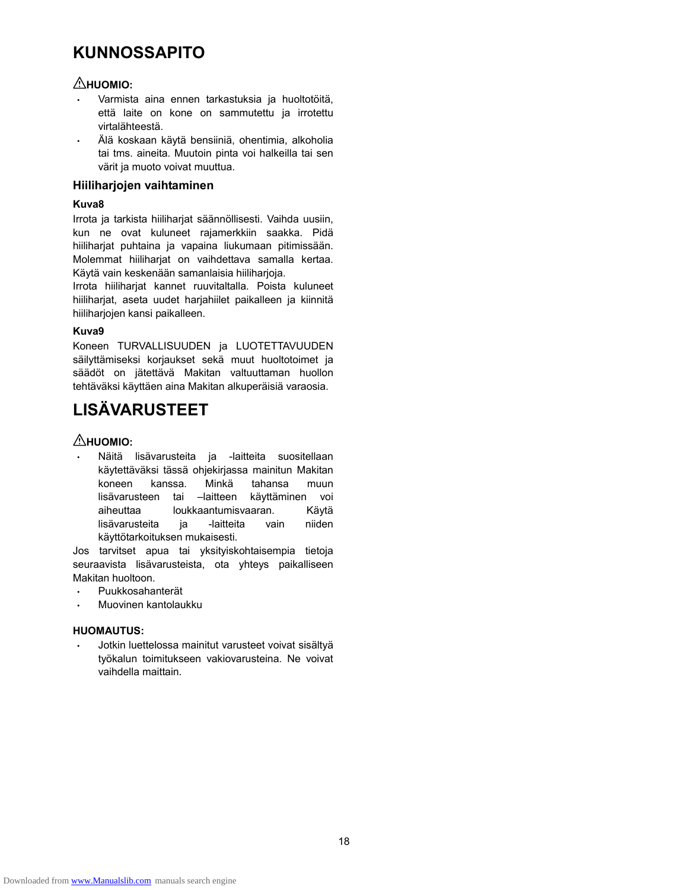# KUNNOSSAPITO

**⚠HUOMIO:**

- Varmista aina ennen tarkastuksia ja huoltotöitä, että laite on kone on sammutettu ja irrotettu virtalähteestä.
- Älä koskaan käytä bensiiniä, ohentimia, alkoholia tai tms. aineita. Muutoin pinta voi halkeilla tai sen värit ja muoto voivat muuttua.

## Hiiliharjojen vaihtaminen

**Kuva8**

Irrota ja tarkista hiiliharjat säännöllisesti. Vaihda uusiin, kun ne ovat kuluneet rajamerkkiin saakka. Pidä hiiliharjat puhtaina ja vapaina liukumaan pitimissään. Molemmat hiiliharjat on vaihdettava samalla kertaa. Käytä vain keskenään samanlaisia hiiliharjoja.

Irrota hiiliharjat kannet ruuvitaltalla. Poista kuluneet hiiliharjat, aseta uudet harjahiilet paikalleen ja kiinnitä hiiliharjojen kansi paikalleen.

**Kuva9**

Koneen TURVALLISUUDEN ja LUOTETTAVUUDEN säilyttämiseksi korjaukset sekä muut huoltotoimet ja säädöt on jätettävä Makitan valtuuttaman huollon tehtäväksi käyttäen aina Makitan alkuperäisiä varaosia.

# LISÄVARUSTEET

**⚠HUOMIO:**

- Näitä lisävarusteita ja -laitteita suositellaan käytettäväksi tässä ohjekirjassa mainitun Makitan koneen kanssa. Minkä tahansa muun lisävarusteen tai –laitteen käyttäminen voi aiheuttaa loukkaantumisvaaran. Käytä lisävarusteita ja -laitteita vain niiden käyttötarkoituksen mukaisesti.

Jos tarvitset apua tai yksityiskohtaisempia tietoja seuraavista lisävarusteista, ota yhteys paikalliseen Makitan huoltoon.

- Puukkosahanterät
- Muovinen kantolaukku

**HUOMAUTUS:**

- Jotkin luettelossa mainitut varusteet voivat sisältyä työkalun toimitukseen vakiovarusteina. Ne voivat vaihdella maittain.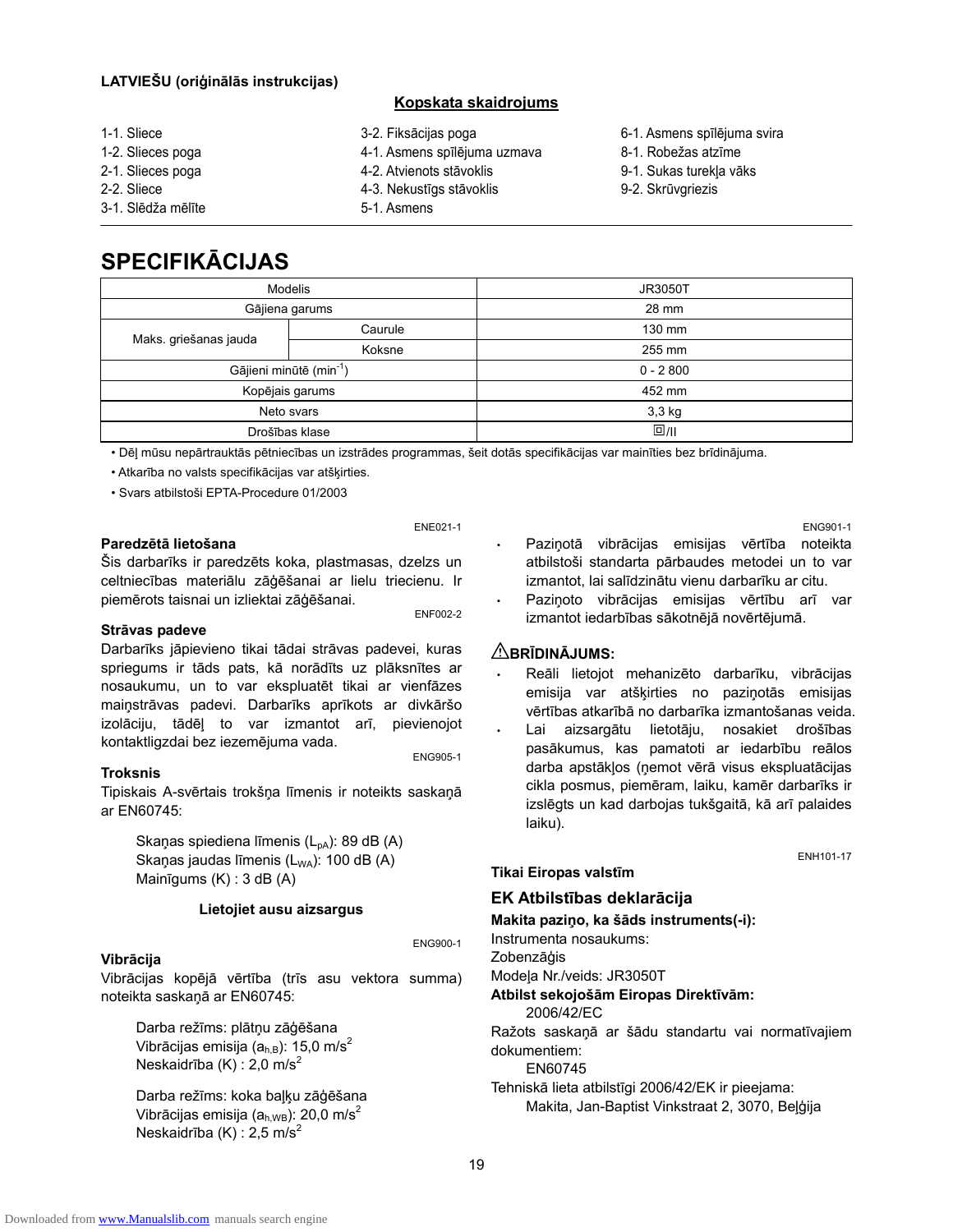**LATVIEŠU (oriģinālās instrukcijas)**

## Kopskata skaidrojums

1-1. Sliece
1-2. Slieces poga
2-1. Slieces poga
2-2. Sliece
3-1. Slēdža mēlīte
3-2. Fiksācijas poga
4-1. Asmens spīlējuma uzmava
4-2. Atvienots stāvoklis
4-3. Nekustīgs stāvoklis
5-1. Asmens
6-1. Asmens spīlējuma svira
8-1. Robežas atzīme
9-1. Sukas turekļa vāks
9-2. Skrūvgriezis

# SPECIFIKĀCIJAS

| Modelis | | JR3050T |
|---|---|---|
| Gājiena garums | | 28 mm |
| Maks. griešanas jauda | Caurule | 130 mm |
| | Koksne | 255 mm |
| Gājieni minūtē ($min^{-1}$) | | 0 - 2 800 |
| Kopējais garums | | 452 mm |
| Neto svars | | 3,3 kg |
| Drošības klase | | ⧈/II |

• Dēļ mūsu nepārtrauktās pētniecības un izstrādes programmas, šeit dotās specifikācijas var mainīties bez brīdinājuma.
• Atkarība no valsts specifikācijas var atšķirties.
• Svars atbilstoši EPTA-Procedure 01/2003

ENE021-1

### Paredzētā lietošana

Šis darbarīks ir paredzēts koka, plastmasas, dzelzs un celtniecības materiālu zāģēšanai ar lielu triecienu. Ir piemērots taisnai un izliektai zāģēšanai.

ENF002-2

### Strāvas padeve

Darbarīks jāpievieno tikai tādai strāvas padevei, kuras spriegums ir tāds pats, kā norādīts uz plāksnītes ar nosaukumu, un to var ekspluatēt tikai ar vienfāzes maiņstrāvas padevi. Darbarīks aprīkots ar divkāršo izolāciju, tādēļ to var izmantot arī, pievienojot kontaktligzdai bez iezemējuma vada.

ENG905-1

### Troksnis

Tipiskais A-svērtais trokšņa līmenis ir noteikts saskaņā ar EN60745:

Skaņas spiediena līmenis ($L_{pA}$): 89 dB (A)
Skaņas jaudas līmenis ($L_{WA}$): 100 dB (A)
Mainīgums (K) : 3 dB (A)

**Lietojiet ausu aizsargus**

ENG900-1

### Vibrācija

Vibrācijas kopējā vērtība (trīs asu vektora summa) noteikta saskaņā ar EN60745:

Darba režīms: plātņu zāģēšana
Vibrācijas emisija ($a_{h,B}$): 15,0 m/s$^2$
Neskaidrība (K) : 2,0 m/s$^2$

Darba režīms: koka baļķu zāģēšana
Vibrācijas emisija ($a_{h,WB}$): 20,0 m/s$^2$
Neskaidrība (K) : 2,5 m/s$^2$

ENG901-1

- Paziņotā vibrācijas emisijas vērtība noteikta atbilstoši standarta pārbaudes metodei un to var izmantot, lai salīdzinātu vienu darbarīku ar citu.
- Paziņoto vibrācijas emisijas vērtību arī var izmantot iedarbības sākotnējā novērtējumā.

### ⚠BRĪDINĀJUMS:

- Reāli lietojot mehanizēto darbarīku, vibrācijas emisija var atšķirties no paziņotās emisijas vērtības atkarībā no darbarīka izmantošanas veida.
- Lai aizsargātu lietotāju, nosakiet drošības pasākumus, kas pamatoti ar iedarbību reālos darba apstākļos (ņemot vērā visus ekspluatācijas cikla posmus, piemēram, laiku, kamēr darbarīks ir izslēgts un kad darbojas tukšgaitā, kā arī palaides laiku).

ENH101-17

### Tikai Eiropas valstīm

## EK Atbilstības deklarācija

**Makita paziņo, ka šāds instruments(-i):**
Instrumenta nosaukums:
Zobenzāģis
Modeļa Nr./veids: JR3050T
**Atbilst sekojošām Eiropas Direktīvām:**
2006/42/EC
Ražots saskaņā ar šādu standartu vai normatīvajiem dokumentiem:
EN60745
Tehniskā lieta atbilstīgi 2006/42/EK ir pieejama:
Makita, Jan-Baptist Vinkstraat 2, 3070, Beļģija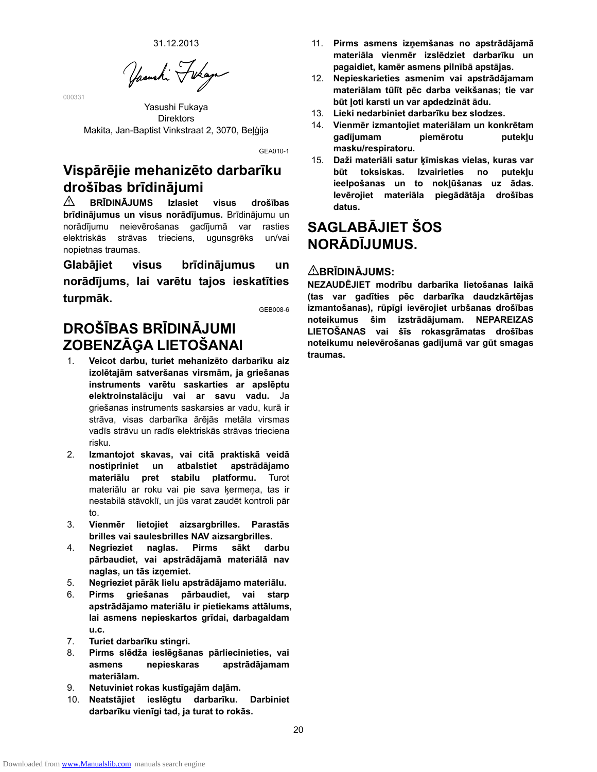31.12.2013

000331

Yasushi Fukaya
Direktors
Makita, Jan-Baptist Vinkstraat 2, 3070, Beļģija

GEA010-1

## Vispārējie mehanizēto darbarīku drošības brīdinājumi

⚠ **BRĪDINĀJUMS Izlasiet visus drošības brīdinājumus un visus norādījumus.** Brīdinājumu un norādījumu neievērošanas gadījumā var rasties elektriskās strāvas trieciens, ugunsgrēks un/vai nopietnas traumas.

**Glabājiet visus brīdinājumus un norādījums, lai varētu tajos ieskatīties turpmāk.**

GEB008-6

## DROŠĪBAS BRĪDINĀJUMI ZOBENZĀĢA LIETOŠANAI

1. **Veicot darbu, turiet mehanizēto darbarīku aiz izolētajām satveršanas virsmām, ja griešanas instruments varētu saskarties ar apslēptu elektroinstalāciju vai ar savu vadu.** Ja griešanas instruments saskarsies ar vadu, kurā ir strāva, visas darbarīka ārējās metāla virsmas vadīs strāvu un radīs elektriskās strāvas trieciena risku.
2. **Izmantojot skavas, vai citā praktiskā veidā nostipriniet un atbalstiet apstrādājamo materiālu pret stabilu platformu.** Turot materiālu ar roku vai pie sava ķermeņa, tas ir nestabilā stāvoklī, un jūs varat zaudēt kontroli pār to.
3. **Vienmēr lietojiet aizsargbrilles. Parastās brilles vai saulesbrilles NAV aizsargbrilles.**
4. **Negrieziet naglas. Pirms sākt darbu pārbaudiet, vai apstrādājamā materiālā nav naglas, un tās izņemiet.**
5. **Negrieziet pārāk lielu apstrādājamo materiālu.**
6. **Pirms griešanas pārbaudiet, vai starp apstrādājamo materiālu ir pietiekams attālums, lai asmens nepieskartos grīdai, darbagaldam u.c.**
7. **Turiet darbarīku stingri.**
8. **Pirms slēdža ieslēgšanas pārliecinieties, vai asmens nepieskaras apstrādājamam materiālam.**
9. **Netuviniet rokas kustīgajām daļām.**
10. **Neatstājiet ieslēgtu darbarīku. Darbiniet darbarīku vienīgi tad, ja turat to rokās.**
11. **Pirms asmens izņemšanas no apstrādājamā materiāla vienmēr izslēdziet darbarīku un pagaidiet, kamēr asmens pilnībā apstājas.**
12. **Nepieskarieties asmenim vai apstrādājamam materiālam tūlīt pēc darba veikšanas; tie var būt ļoti karsti un var apdedzināt ādu.**
13. **Lieki nedarbiniet darbarīku bez slodzes.**
14. **Vienmēr izmantojiet materiālam un konkrētam gadījumam piemērotu putekļu masku/respiratoru.**
15. **Daži materiāli satur ķīmiskas vielas, kuras var būt toksiskas. Izvairieties no putekļu ieelpošanas un to nokļūšanas uz ādas. Ievērojiet materiāla piegādātāja drošības datus.**

## SAGLABĀJIET ŠOS NORĀDĪJUMUS.

⚠**BRĪDINĀJUMS:**

**NEZAUDĒJIET modrību darbarīka lietošanas laikā (tas var gadīties pēc darbarīka daudzkārtējas izmantošanas), rūpīgi ievērojiet urbšanas drošības noteikumus šim izstrādājumam. NEPAREIZAS LIETOŠANAS vai šīs rokasgrāmatas drošības noteikumu neievērošanas gadījumā var gūt smagas traumas.**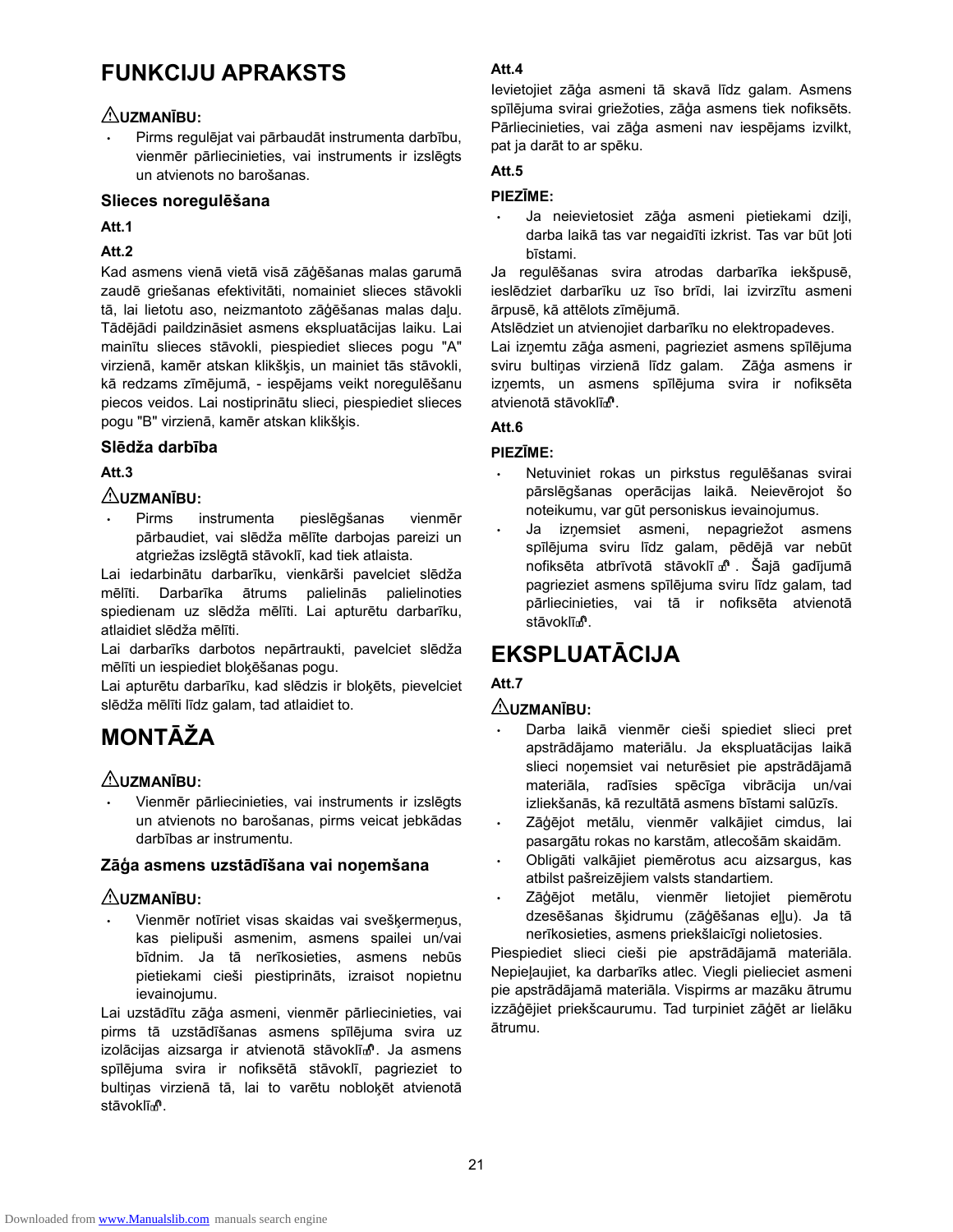# FUNKCIJU APRAKSTS

⚠**UZMANĪBU:**

- Pirms regulējat vai pārbaudāt instrumenta darbību, vienmēr pārliecinieties, vai instruments ir izslēgts un atvienots no barošanas.

### Slieces noregulēšana

**Att.1**

**Att.2**

Kad asmens vienā vietā visā zāģēšanas malas garumā zaudē griešanas efektivitāti, nomainiet slieces stāvokli tā, lai lietotu aso, neizmantoto zāģēšanas malas daļu. Tādējādi paildzināsiet asmens ekspluatācijas laiku. Lai mainītu slieces stāvokli, piespiediet slieces pogu "A" virzienā, kamēr atskan klikšķis, un mainiet tās stāvokli, kā redzams zīmējumā, - iespējams veikt noregulēšanu piecos veidos. Lai nostiprinātu slieci, piespiediet slieces pogu "B" virzienā, kamēr atskan klikšķis.

### Slēdža darbība

**Att.3**

⚠**UZMANĪBU:**

- Pirms instrumenta pieslēgšanas vienmēr pārbaudiet, vai slēdža mēlīte darbojas pareizi un atgriežas izslēgtā stāvoklī, kad tiek atlaista.

Lai iedarbinātu darbarīku, vienkārši pavelciet slēdža mēlīti. Darbarīka ātrums palielinās palielinoties spiedienam uz slēdža mēlīti. Lai apturētu darbarīku, atlaidiet slēdža mēlīti.

Lai darbarīks darbotos nepārtraukti, pavelciet slēdža mēlīti un iespiediet bloķēšanas pogu.

Lai apturētu darbarīku, kad slēdzis ir bloķēts, pievelciet slēdža mēlīti līdz galam, tad atlaidiet to.

# MONTĀŽA

⚠**UZMANĪBU:**

- Vienmēr pārliecinieties, vai instruments ir izslēgts un atvienots no barošanas, pirms veicat jebkādas darbības ar instrumentu.

### Zāģa asmens uzstādīšana vai noņemšana

⚠**UZMANĪBU:**

- Vienmēr notīriet visas skaidas vai svešķermeņus, kas pielipuši asmenim, asmens spailei un/vai bīdnim. Ja tā nerīkosieties, asmens nebūs pietiekami cieši piestiprināts, izraisot nopietnu ievainojumu.

Lai uzstādītu zāģa asmeni, vienmēr pārliecinieties, vai pirms tā uzstādīšanas asmens spīlējuma svira uz izolācijas aizsarga ir atvienotā stāvoklī. Ja asmens spīlējuma svira ir nofiksētā stāvoklī, pagrieziet to bultiņas virzienā tā, lai to varētu nobloķēt atvienotā stāvoklī.

**Att.4**

Ievietojiet zāģa asmeni tā skavā līdz galam. Asmens spīlējuma svirai griežoties, zāģa asmens tiek nofiksēts. Pārliecinieties, vai zāģa asmeni nav iespējams izvilkt, pat ja darāt to ar spēku.

**Att.5**

**PIEZĪME:**

- Ja neievietosiet zāģa asmeni pietiekami dziļi, darba laikā tas var negaidīti izkrist. Tas var būt ļoti bīstami.

Ja regulēšanas svira atrodas darbarīka iekšpusē, ieslēdziet darbarīku uz īso brīdi, lai izvirzītu asmeni ārpusē, kā attēlots zīmējumā.

Atslēdziet un atvienojiet darbarīku no elektropadeves.

Lai izņemtu zāģa asmeni, pagrieziet asmens spīlējuma sviru bultiņas virzienā līdz galam. Zāģa asmens ir izņemts, un asmens spīlējuma svira ir nofiksēta atvienotā stāvoklī.

**Att.6**

**PIEZĪME:**

- Netuviniet rokas un pirkstus regulēšanas svirai pārslēgšanas operācijas laikā. Neievērojot šo noteikumu, var gūt personiskus ievainojumus.
- Ja izņemsiet asmeni, nepagriežot asmens spīlējuma sviru līdz galam, pēdējā var nebūt nofiksēta atbrīvotā stāvoklī. Šajā gadījumā pagrieziet asmens spīlējuma sviru līdz galam, tad pārliecinieties, vai tā ir nofiksēta atvienotā stāvoklī.

# EKSPLUATĀCIJA

**Att.7**

⚠**UZMANĪBU:**

- Darba laikā vienmēr cieši spiediet slieci pret apstrādājamo materiālu. Ja ekspluatācijas laikā slieci noņemsiet vai neturēsiet pie apstrādājamā materiāla, radīsies spēcīga vibrācija un/vai izliekšanās, kā rezultātā asmens bīstami salūzīs.
- Zāģējot metālu, vienmēr valkājiet cimdus, lai pasargātu rokas no karstām, atlecošām skaidām.
- Obligāti valkājiet piemērotus acu aizsargus, kas atbilst pašreizējiem valsts standartiem.
- Zāģējot metālu, vienmēr lietojiet piemērotu dzesēšanas šķidrumu (zāģēšanas eļļu). Ja tā nerīkosieties, asmens priekšlaicīgi nolietosies.

Piespiediet slieci cieši pie apstrādājamā materiāla. Nepieļaujiet, ka darbarīks atlec. Viegli pielieciet asmeni pie apstrādājamā materiāla. Vispirms ar mazāku ātrumu izzāģējiet priekšcaurumu. Tad turpiniet zāģēt ar lielāku ātrumu.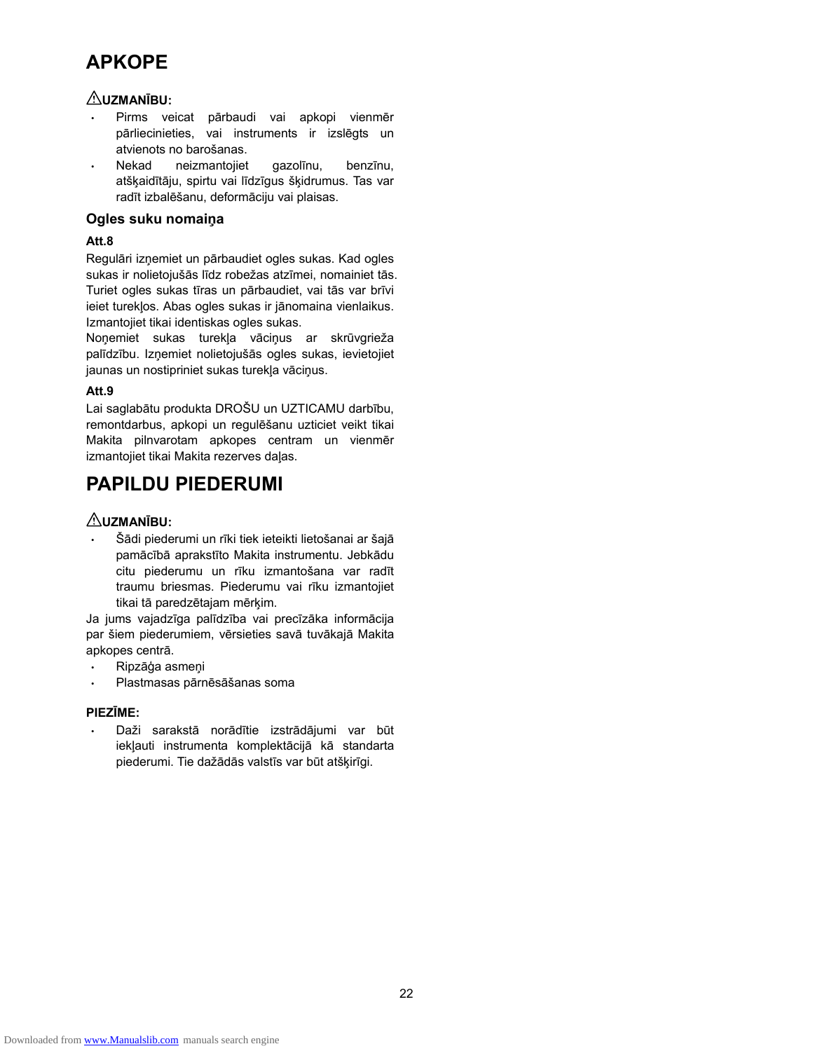# APKOPE

**⚠UZMANĪBU:**

- Pirms veicat pārbaudi vai apkopi vienmēr pārliecinieties, vai instruments ir izslēgts un atvienots no barošanas.
- Nekad neizmantojiet gazolīnu, benzīnu, atšķaidītāju, spirtu vai līdzīgus šķidrumus. Tas var radīt izbalēšanu, deformāciju vai plaisas.

### Ogles suku nomaiņa

**Att.8**

Regulāri izņemiet un pārbaudiet ogles sukas. Kad ogles sukas ir nolietojušās līdz robežas atzīmei, nomainiet tās. Turiet ogles sukas tīras un pārbaudiet, vai tās var brīvi ieiet turekļos. Abas ogles sukas ir jānomaina vienlaikus. Izmantojiet tikai identiskas ogles sukas.

Noņemiet sukas turekļa vāciņus ar skrūvgrieža palīdzību. Izņemiet nolietojušās ogles sukas, ievietojiet jaunas un nostipriniet sukas turekļa vāciņus.

**Att.9**

Lai saglabātu produkta DROŠU un UZTICAMU darbību, remontdarbus, apkopi un regulēšanu uzticiet veikt tikai Makita pilnvarotam apkopes centram un vienmēr izmantojiet tikai Makita rezerves daļas.

# PAPILDU PIEDERUMI

**⚠UZMANĪBU:**

- Šādi piederumi un rīki tiek ieteikti lietošanai ar šajā pamācībā aprakstīto Makita instrumentu. Jebkādu citu piederumu un rīku izmantošana var radīt traumu briesmas. Piederumu vai rīku izmantojiet tikai tā paredzētajam mērķim.

Ja jums vajadzīga palīdzība vai precīzāka informācija par šiem piederumiem, vērsieties savā tuvākajā Makita apkopes centrā.

- Ripzāģa asmeņi
- Plastmasas pārnēsāšanas soma

**PIEZĪME:**

- Daži sarakstā norādītie izstrādājumi var būt iekļauti instrumenta komplektācijā kā standarta piederumi. Tie dažādās valstīs var būt atšķirīgi.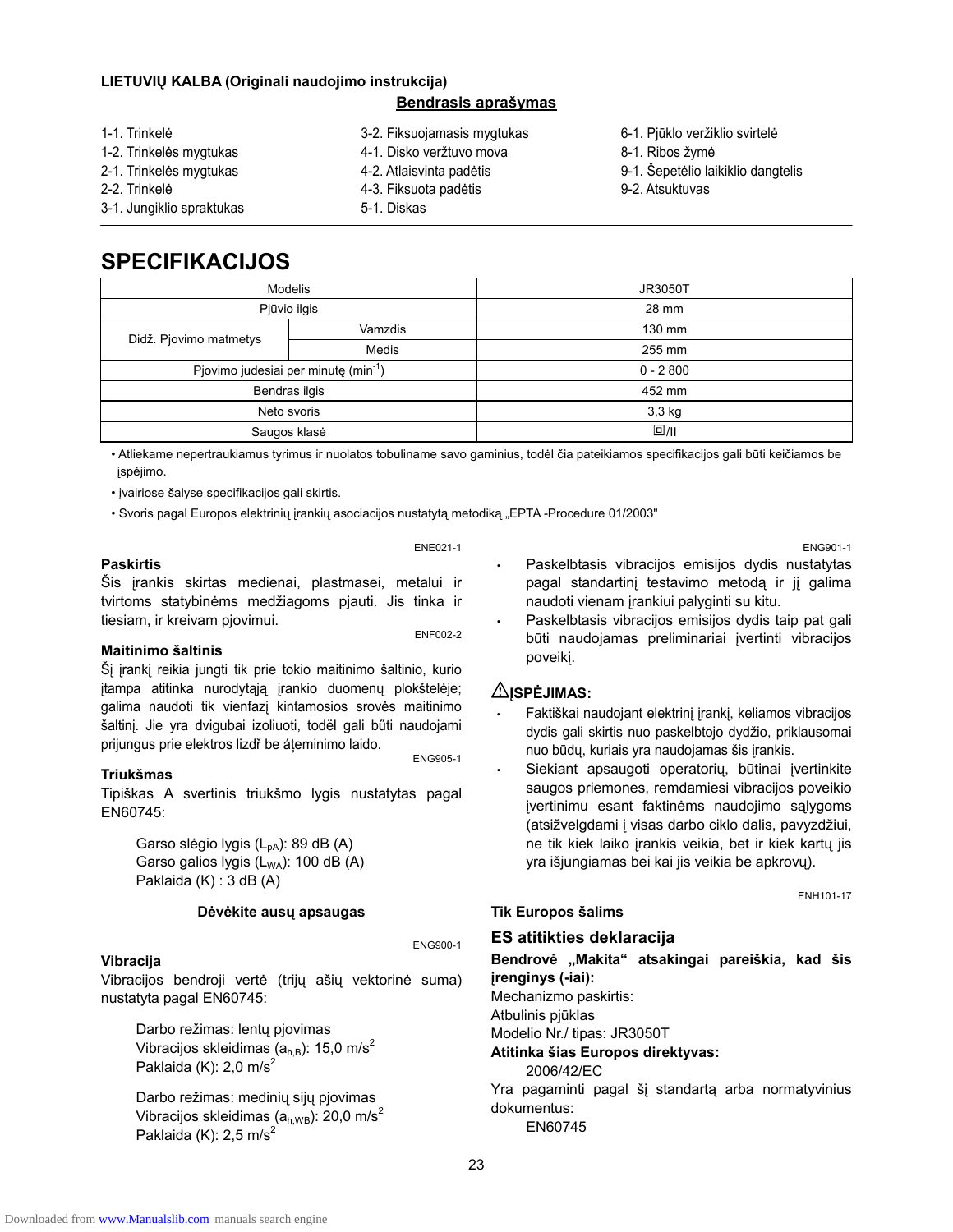**LIETUVIŲ KALBA (Originali naudojimo instrukcija)**

**Bendrasis aprašymas**

1-1. Trinkelė
1-2. Trinkelės mygtukas
2-1. Trinkelės mygtukas
2-2. Trinkelė
3-1. Jungiklio spraktukas
3-2. Fiksuojamasis mygtukas
4-1. Disko veržtuvo mova
4-2. Atlaisvinta padėtis
4-3. Fiksuota padėtis
5-1. Diskas
6-1. Pjūklo veržiklio svirtelė
8-1. Ribos žymė
9-1. Šepetėlio laikiklio dangtelis
9-2. Atsuktuvas

# SPECIFIKACIJOS

| Modelis | | JR3050T |
|---|---|---|
| Pjūvio ilgis | | 28 mm |
| Didž. Pjovimo matmetys | Vamzdis | 130 mm |
| | Medis | 255 mm |
| Pjovimo judesiai per minutę ($min^{-1}$) | | 0 - 2 800 |
| Bendras ilgis | | 452 mm |
| Neto svoris | | 3,3 kg |
| Saugos klasė | | ⧈/II |

- Atliekame nepertraukiamus tyrimus ir nuolatos tobuliname savo gaminius, todėl čia pateikiamos specifikacijos gali būti keičiamos be įspėjimo.
- Įvairiose šalyse specifikacijos gali skirtis.
- Svoris pagal Europos elektrinių įrankių asociacijos nustatytą metodiką „EPTA -Procedure 01/2003"

ENE021-1

**Paskirtis**

Šis įrankis skirtas medienai, plastmasei, metalui ir tvirtoms statybinėms medžiagoms pjauti. Jis tinka ir tiesiam, ir kreivam pjovimui.

ENF002-2

**Maitinimo šaltinis**

Šį įrankį reikia jungti tik prie tokio maitinimo šaltinio, kurio įtampa atitinka nurodytąją įrankio duomenų plokštelėje; galima naudoti tik vienfazį kintamosios srovės maitinimo šaltinį. Jie yra dvigubai izoliuoti, todėl gali būti naudojami prijungus prie elektros lizdž be įžeminimo laido.

ENG905-1

**Triukšmas**

Tipiškas A svertinis triukšmo lygis nustatytas pagal EN60745:

Garso slėgio lygis ($L_{pA}$): 89 dB (A)
Garso galios lygis ($L_{WA}$): 100 dB (A)
Paklaida (K) : 3 dB (A)

**Dėvėkite ausų apsaugas**

ENG900-1

**Vibracija**

Vibracijos bendroji vertė (trijų ašių vektorinė suma) nustatyta pagal EN60745:

Darbo režimas: lentų pjovimas
Vibracijos skleidimas ($a_{h,B}$): 15,0 $m/s^2$
Paklaida (K): 2,0 $m/s^2$

Darbo režimas: medinių sijų pjovimas
Vibracijos skleidimas ($a_{h,WB}$): 20,0 $m/s^2$
Paklaida (K): 2,5 $m/s^2$

ENG901-1

- Paskelbtasis vibracijos emisijos dydis nustatytas pagal standartinį testavimo metodą ir jį galima naudoti vienam įrankiui palyginti su kitu.
- Paskelbtasis vibracijos emisijos dydis taip pat gali būti naudojamas preliminariai įvertinti vibracijos poveikį.

**⚠ĮSPĖJIMAS:**

- Faktiškai naudojant elektrinį įrankį, keliamos vibracijos dydis gali skirtis nuo paskelbtojo dydžio, priklausomai nuo būdų, kuriais yra naudojamas šis įrankis.
- Siekiant apsaugoti operatorių, būtinai įvertinkite saugos priemones, remdamiesi vibracijos poveikio įvertinimu esant faktinėms naudojimo sąlygoms (atsižvelgdami į visas darbo ciklo dalis, pavyzdžiui, ne tik kiek laiko įrankis veikia, bet ir kiek kartų jis yra išjungiamas bei kai jis veikia be apkrovų).

ENH101-17

**Tik Europos šalims**

## ES atitikties deklaracija

**Bendrovė „Makita" atsakingai pareiškia, kad šis įrenginys (-iai):**

Mechanizmo paskirtis:
Atbulinis pjūklas
Modelio Nr./ tipas: JR3050T

**Atitinka šias Europos direktyvas:**

2006/42/EC

Yra pagaminti pagal šį standartą arba normatyvinius dokumentus:

EN60745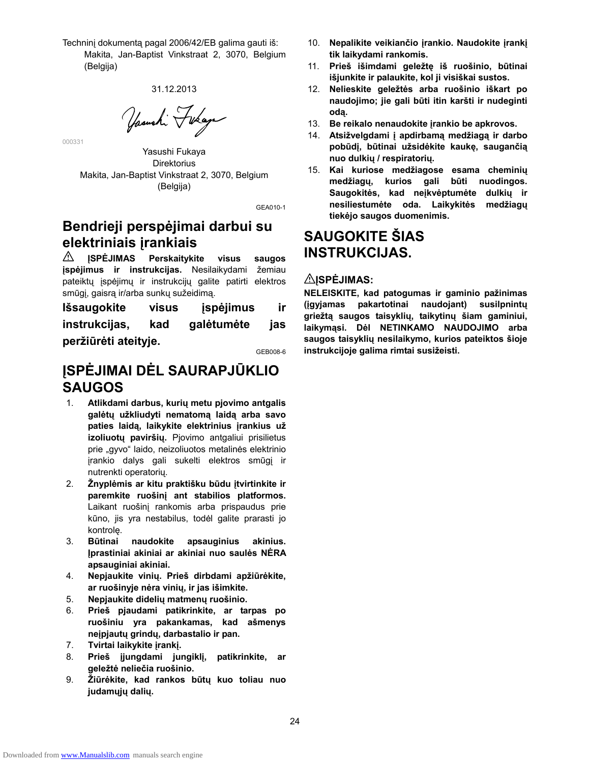Techninį dokumentą pagal 2006/42/EB galima gauti iš:
Makita, Jan-Baptist Vinkstraat 2, 3070, Belgium (Belgija)

31.12.2013

000331

Yasushi Fukaya
Direktorius
Makita, Jan-Baptist Vinkstraat 2, 3070, Belgium (Belgija)

GEA010-1

## Bendrieji perspėjimai darbui su elektriniais įrankiais

⚠ **ĮSPĖJIMAS Perskaitykite visus saugos įspėjimus ir instrukcijas.** Nesilaikydami žemiau pateiktų įspėjimų ir instrukcijų galite patirti elektros smūgį, gaisrą ir/arba sunkų sužeidimą.

**Išsaugokite visus įspėjimus ir instrukcijas, kad galėtumėte jas peržiūrėti ateityje.**

GEB008-6

## ĮSPĖJIMAI DĖL SAURAPJŪKLIO SAUGOS

1. **Atlikdami darbus, kurių metu pjovimo antgalis galėtų užkliudyti nematomą laidą arba savo paties laidą, laikykite elektrinius įrankius už izoliuotų paviršių.** Pjovimo antgaliui prisilietus prie „gyvo" laido, neizoliuotos metalinės elektrinio įrankio dalys gali sukelti elektros smūgį ir nutrenkti operatorių.
2. **Žnyplėmis ar kitu praktišku būdu įtvirtinkite ir paremkite ruošinį ant stabilios platformos.** Laikant ruošinį rankomis arba prispaudus prie kūno, jis yra nestabilus, todėl galite prarasti jo kontrolę.
3. **Būtinai naudokite apsauginius akinius. Įprastiniai akiniai ar akiniai nuo saulės NĖRA apsauginiai akiniai.**
4. **Nepjaukite vinių. Prieš dirbdami apžiūrėkite, ar ruošinyje nėra vinių, ir jas išimkite.**
5. **Nepjaukite didelių matmenų ruošinio.**
6. **Prieš pjaudami patikrinkite, ar tarpas po ruošiniu yra pakankamas, kad ašmenys neįpjautų grindų, darbastalio ir pan.**
7. **Tvirtai laikykite įrankį.**
8. **Prieš įjungdami jungiklį, patikrinkite, ar geležtė neliečia ruošinio.**
9. **Žiūrėkite, kad rankos būtų kuo toliau nuo judamųjų dalių.**
10. **Nepalikite veikiančio įrankio. Naudokite įrankį tik laikydami rankomis.**
11. **Prieš išimdami geležtę iš ruošinio, būtinai išjunkite ir palaukite, kol ji visiškai sustos.**
12. **Nelieskite geležtės arba ruošinio iškart po naudojimo; jie gali būti itin karšti ir nudeginti odą.**
13. **Be reikalo nenaudokite įrankio be apkrovos.**
14. **Atsižvelgdami į apdirbamą medžiagą ir darbo pobūdį, būtinai užsidėkite kaukę, saugančią nuo dulkių / respiratorių.**
15. **Kai kuriose medžiagose esama cheminių medžiagų, kurios gali būti nuodingos. Saugokitės, kad neįkvėptumėte dulkių ir nesiliestumėte oda. Laikykitės medžiagų tiekėjo saugos duomenimis.**

## SAUGOKITE ŠIAS INSTRUKCIJAS.

### ⚠ĮSPĖJIMAS:

**NELEISKITE, kad patogumas ir gaminio pažinimas (įgyjamas pakartotinai naudojant) susilpnintų griežtą saugos taisyklių, taikytinų šiam gaminiui, laikymąsi. Dėl NETINKAMO NAUDOJIMO arba saugos taisyklių nesilaikymo, kurios pateiktos šioje instrukcijoje galima rimtai susižeisti.**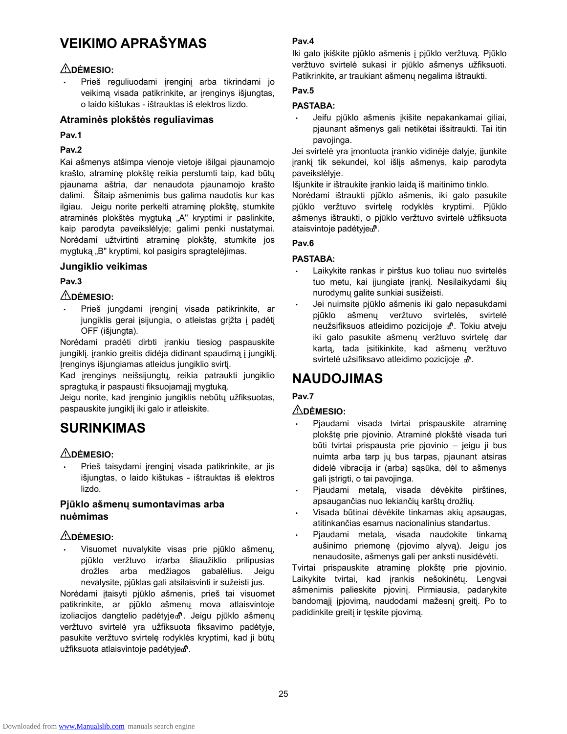# VEIKIMO APRAŠYMAS

⚠DĖMESIO:

- Prieš reguliuodami įrenginį arba tikrindami jo veikimą visada patikrinkite, ar įrenginys išjungtas, o laido kištukas - ištrauktas iš elektros lizdo.

### Atraminės plokštės reguliavimas

**Pav.1**

**Pav.2**

Kai ašmenys atšimpa vienoje vietoje išilgai pjaunamojo krašto, atraminę plokštę reikia perstumti taip, kad būtų pjaunama aštria, dar nenaudota pjaunamojo krašto dalimi. Šitaip ašmenimis bus galima naudotis kur kas ilgiau. Jeigu norite perkelti atraminę plokštę, stumkite atraminės plokštės mygtuką „A" kryptimi ir paslinkite, kaip parodyta paveikslėlyje; galimi penki nustatymai. Norėdami užtvirtinti atraminę plokštę, stumkite jos mygtuką „B" kryptimi, kol pasigirs spragtelėjimas.

### Jungiklio veikimas

**Pav.3**

⚠DĖMESIO:

- Prieš jungdami įrenginį visada patikrinkite, ar jungiklis gerai įsijungia, o atleistas grįžta į padėtį OFF (išjungta).

Norėdami pradėti dirbti įrankiu tiesiog paspauskite jungiklį. Įrankio greitis didėja didinant spaudimą į jungiklį. Įrenginys išjungiamas atleidus jungiklio svirtį.

Kad įrenginys neišsijungtų, reikia patraukti jungiklio spragtuką ir paspausti fiksuojamąjį mygtuką.

Jeigu norite, kad įrenginio jungiklis nebūtų užfiksuotas, paspauskite jungiklį iki galo ir atleiskite.

# SURINKIMAS

⚠DĖMESIO:

- Prieš taisydami įrenginį visada patikrinkite, ar jis išjungtas, o laido kištukas - ištrauktas iš elektros lizdo.

### Pjūklo ašmenų sumontavimas arba nuėmimas

⚠DĖMESIO:

- Visuomet nuvalykite visas prie pjūklo ašmenų, pjūklo veržtuvo ir/arba šliaužiklio prilipusias drožles arba medžiagos gabalėlius. Jeigu nevalysite, pjūklas gali atsilaisvinti ir sužeisti jus.

Norėdami įtaisyti pjūklo ašmenis, prieš tai visuomet patikrinkite, ar pjūklo ašmenų mova atlaisvintoje izoliacijos dangtelio padėtyje🔓. Jeigu pjūklo ašmenų veržtuvo svirtelė yra užfiksuota fiksavimo padėtyje, pasukite veržtuvo svirtelę rodyklės kryptimi, kad ji būtų užfiksuota atlaisvintoje padėtyje🔓.

**Pav.4**

Iki galo įkiškite pjūklo ašmenis į pjūklo veržtuvą. Pjūklo veržtuvo svirtelė sukasi ir pjūklo ašmenys užfiksuoti. Patikrinkite, ar traukiant ašmenų negalima ištraukti.

**Pav.5**

**PASTABA:**

- Jeifu pjūklo ašmenis įkišite nepakankamai giliai, pjaunant ašmenys gali netikėtai išsitraukti. Tai itin pavojinga.

Jei svirtelė yra įmontuota įrankio vidinėje dalyje, įjunkite įrankį tik sekundei, kol išlįs ašmenys, kaip parodyta paveikslėlyje.

Išjunkite ir ištraukite įrankio laidą iš maitinimo tinklo.

Norėdami ištraukti pjūklo ašmenis, iki galo pasukite pjūklo veržtuvo svirtelę rodyklės kryptimi. Pjūklo ašmenys ištraukti, o pjūklo veržtuvo svirtelė užfiksuota ataisvintoje padėtyje🔓.

**Pav.6**

**PASTABA:**

- Laikykite rankas ir pirštus kuo toliau nuo svirtelės tuo metu, kai įjungiate įrankį. Nesilaikydami šių nurodymų galite sunkiai susižeisti.
- Jei nuimsite pjūklo ašmenis iki galo nepasukdami pjūklo ašmenų veržtuvo svirtelės, svirtelė neužsifiksuos atleidimo pozicijoje 🔓. Tokiu atveju iki galo pasukite ašmenų veržtuvo svirtelę dar kartą, tada įsitikinkite, kad ašmenų veržtuvo svirtelė užsifiksavo atleidimo pozicijoje 🔓.

# NAUDOJIMAS

**Pav.7**

⚠DĖMESIO:

- Pjaudami visada tvirtai prispauskite atraminę plokštę prie pjovinio. Atraminė plokštė visada turi būti tvirtai prispausta prie pjovinio – jeigu ji bus nuimta arba tarp jų bus tarpas, pjaunant atsiras didelė vibracija ir (arba) sąsūka, dėl to ašmenys gali įstrigti, o tai pavojinga.
- Pjaudami metalą, visada dėvėkite pirštines, apsaugančias nuo lekiančių karštų drožlių.
- Visada būtinai dėvėkite tinkamas akių apsaugas, atitinkančias esamus nacionalinius standartus.
- Pjaudami metalą, visada naudokite tinkamą aušinimo priemonę (pjovimo alyvą). Jeigu jos nenaudosite, ašmenys gali per anksti nusidėvėti.

Tvirtai prispauskite atraminę plokštę prie pjovinio. Laikykite tvirtai, kad įrankis nešokinėtų. Lengvai ašmenimis palieskite pjovinį. Pirmiausia, padarykite bandomąjį įpjovimą, naudodami mažesnį greitį. Po to padidinkite greitį ir tęskite pjovimą.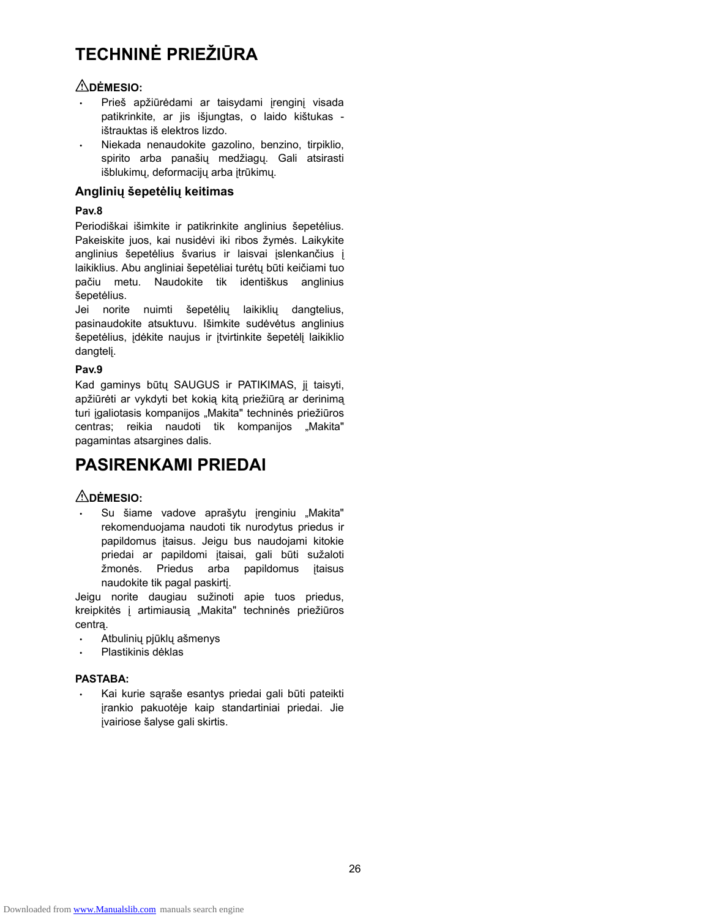# TECHNINĖ PRIEŽIŪRA

⚠**DĖMESIO:**

- Prieš apžiūrėdami ar taisydami įrenginį visada patikrinkite, ar jis išjungtas, o laido kištukas - ištrauktas iš elektros lizdo.
- Niekada nenaudokite gazolino, benzino, tirpiklio, spirito arba panašių medžiagų. Gali atsirasti išblukimų, deformacijų arba įtrūkimų.

## Anglinių šepetėlių keitimas

**Pav.8**

Periodiškai išimkite ir patikrinkite anglinius šepetėlius. Pakeiskite juos, kai nusidėvi iki ribos žymės. Laikykite anglinius šepetėlius švarius ir laisvai įslenkančius į laikiklius. Abu angliniai šepetėliai turėtų būti keičiami tuo pačiu metu. Naudokite tik identiškus anglinius šepetėlius.

Jei norite nuimti šepetėlių laikiklių dangtelius, pasinaudokite atsuktuvu. Išimkite sudėvėtus anglinius šepetėlius, įdėkite naujus ir įtvirtinkite šepetėlį laikiklio dangtelį.

**Pav.9**

Kad gaminys būtų SAUGUS ir PATIKIMAS, jį taisyti, apžiūrėti ar vykdyti bet kokią kitą priežiūrą ar derinimą turi įgaliotasis kompanijos „Makita" techninės priežiūros centras; reikia naudoti tik kompanijos „Makita" pagamintas atsargines dalis.

# PASIRENKAMI PRIEDAI

⚠**DĖMESIO:**

- Su šiame vadove aprašytu įrenginiu „Makita" rekomenduojama naudoti tik nurodytus priedus ir papildomus įtaisus. Jeigu bus naudojami kitokie priedai ar papildomi įtaisai, gali būti sužaloti žmonės. Priedus arba papildomus įtaisus naudokite tik pagal paskirtį.

Jeigu norite daugiau sužinoti apie tuos priedus, kreipkitės į artimiausią „Makita" techninės priežiūros centrą.

- Atbulinių pjūklų ašmenys
- Plastikinis dėklas

**PASTABA:**

- Kai kurie sąraše esantys priedai gali būti pateikti įrankio pakuotėje kaip standartiniai priedai. Jie įvairiose šalyse gali skirtis.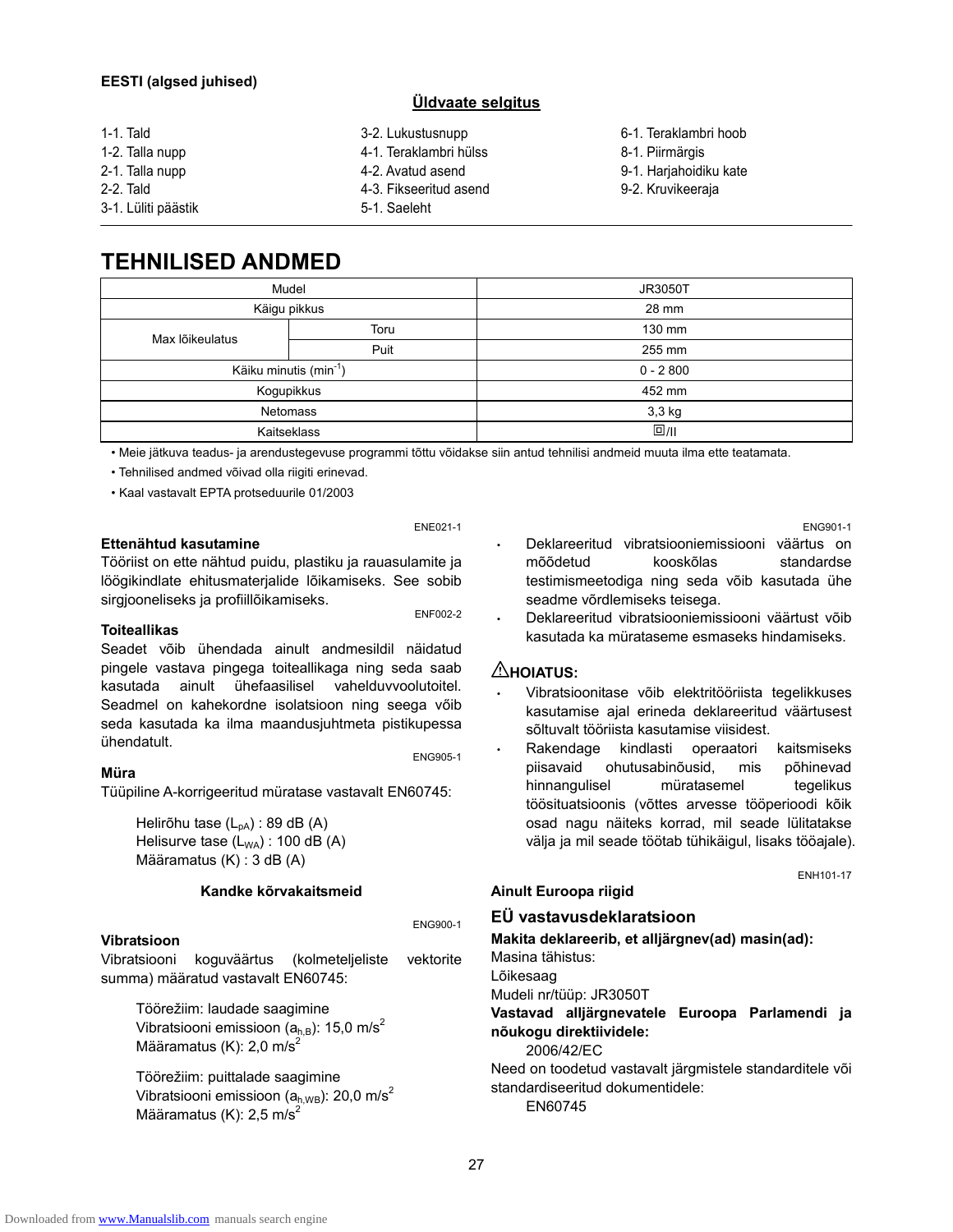**EESTI (algsed juhised)**

## Üldvaate selgitus

1-1. Tald
1-2. Talla nupp
2-1. Talla nupp
2-2. Tald
3-1. Lüliti päästik
3-2. Lukustusnupp
4-1. Teraklambri hülss
4-2. Avatud asend
4-3. Fikseeritud asend
5-1. Saeleht
6-1. Teraklambri hoob
8-1. Piirmärgis
9-1. Harjahoidiku kate
9-2. Kruvikeeraja

# TEHNILISED ANDMED

| Mudel | | JR3050T |
|---|---|---|
| Käigu pikkus | | 28 mm |
| Max lõikeulatus | Toru | 130 mm |
| | Puit | 255 mm |
| Käiku minutis ($min^{-1}$) | | 0 - 2 800 |
| Kogupikkus | | 452 mm |
| Netomass | | 3,3 kg |
| Kaitseklass | | ⧈/II |

- Meie jätkuva teadus- ja arendustegevuse programmi tõttu võidakse siin antud tehnilisi andmeid muuta ilma ette teatamata.
- Tehnilised andmed võivad olla riigiti erinevad.
- Kaal vastavalt EPTA protseduurile 01/2003

ENE021-1

### Ettenähtud kasutamine

Tööriist on ette nähtud puidu, plastiku ja rauasulamite ja löögikindlate ehitusmaterjalide lõikamiseks. See sobib sirgjooneliseks ja profiillõikamiseks.

ENF002-2

### Toiteallikas

Seadet võib ühendada ainult andmesildil näidatud pingele vastava pingega toiteallikaga ning seda saab kasutada ainult ühefaasilisel vahelduvvoolutoitel. Seadmel on kahekordne isolatsioon ning seega võib seda kasutada ka ilma maandusjuhtmeta pistikupessa ühendatult.

ENG905-1

### Müra

Tüüpiline A-korrigeeritud müratase vastavalt EN60745:

Helirõhu tase ($L_{pA}$) : 89 dB (A)
Helisurve tase ($L_{WA}$) : 100 dB (A)
Määramatus (K) : 3 dB (A)

**Kandke kõrvakaitsmeid**

ENG900-1

### Vibratsioon

Vibratsiooni koguväärtus (kolmeteljeliste vektorite summa) määratud vastavalt EN60745:

Töörežiim: laudade saagimine
Vibratsiooni emissioon ($a_{h,B}$): 15,0 $m/s^2$
Määramatus (K): 2,0 $m/s^2$

Töörežiim: puittalade saagimine
Vibratsiooni emissioon ($a_{h,WB}$): 20,0 $m/s^2$
Määramatus (K): 2,5 $m/s^2$

ENG901-1

- Deklareeritud vibratsiooniemissiooni väärtus on mõõdetud kooskõlas standardse testimismeetodiga ning seda võib kasutada ühe seadme võrdlemiseks teisega.
- Deklareeritud vibratsiooniemissiooni väärtust võib kasutada ka mürataseme esmaseks hindamiseks.

### ⚠HOIATUS:

- Vibratsioonitase võib elektritööriista tegelikkuses kasutamise ajal erineda deklareeritud väärtusest sõltuvalt tööriista kasutamise viisidest.
- Rakendage kindlasti operaatori kaitsmiseks piisavaid ohutusabinõusid, mis põhinevad hinnangulisel mürataseme1 tegelikus töösituatsioonis (võttes arvesse tööperioodi kõik osad nagu näiteks korrad, mil seade lülitatakse välja ja mil seade töötab tühikäigul, lisaks tööajale).

ENH101-17

**Ainult Euroopa riigid**

### EÜ vastavusdeklaratsioon

**Makita deklareerib, et alljärgnev(ad) masin(ad):**
Masina tähistus:
Lõikesaag
Mudeli nr/tüüp: JR3050T
**Vastavad alljärgnevatele Euroopa Parlamendi ja nõukogu direktiividele:**
2006/42/EC
Need on toodetud vastavalt järgmistele standarditele või standardiseeritud dokumentidele:
EN60745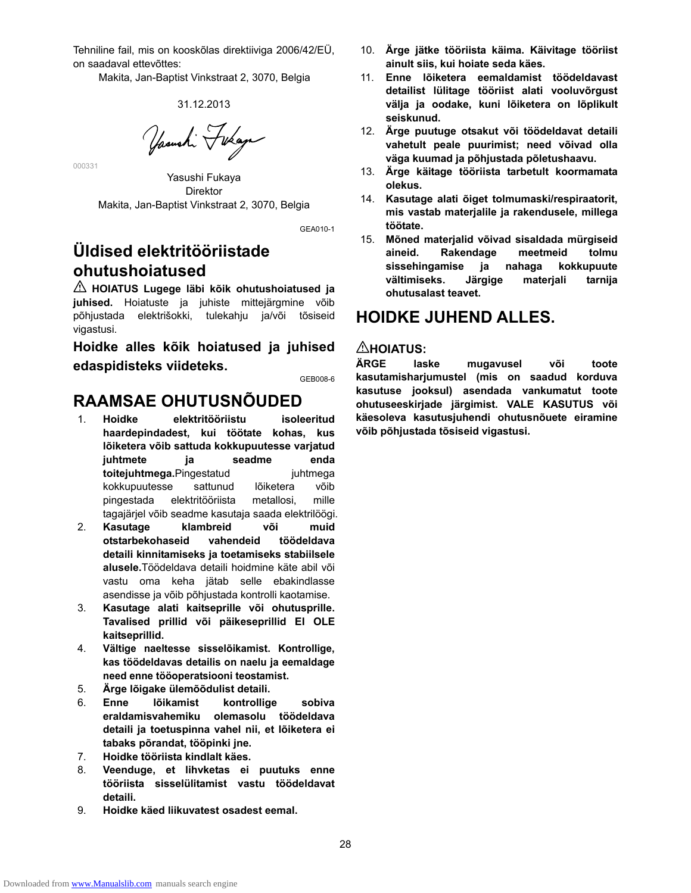Tehniline fail, mis on kooskõlas direktiiviga 2006/42/EÜ, on saadaval ettevõttes:

Makita, Jan-Baptist Vinkstraat 2, 3070, Belgia

31.12.2013

000331

Yasushi Fukaya
Direktor
Makita, Jan-Baptist Vinkstraat 2, 3070, Belgia

GEA010-1

## Üldised elektritööriistade ohutushoiatused

⚠ **HOIATUS Lugege läbi kõik ohutushoiatused ja juhised.** Hoiatuste ja juhiste mittejärgmine võib põhjustada elektrišokki, tulekahju ja/või tõsiseid vigastusi.

**Hoidke alles kõik hoiatused ja juhised edaspidisteks viideteks.**

GEB008-6

## RAAMSAE OHUTUSNÕUDED

1. **Hoidke elektritööriistu isoleeritud haardepindadest, kui töötate kohas, kus lõiketera võib sattuda kokkupuutesse varjatud juhtmete ja seadme enda toitejuhtmega.** Pingestatud juhtmega kokkupuutesse sattunud lõiketera võib pingestada elektritööriista metallosi, mille tagajärjel võib seadme kasutaja saada elektrilöögi.
2. **Kasutage klambreid või muid otstarbekohaseid vahendeid töödeldava detaili kinnitamiseks ja toetamiseks stabiilsele alusele.** Töödeldava detaili hoidmine käte abil või vastu oma keha jätab selle ebakindlasse asendisse ja võib põhjustada kontrolli kaotamise.
3. **Kasutage alati kaitseprille või ohutusprille. Tavalised prillid või päikeseprillid EI OLE kaitseprillid.**
4. **Vältige naeltesse sisselõikamist. Kontrollige, kas töödeldavas detailis on naelu ja eemaldage need enne toooperatsiooni teostamist.**
5. **Ärge lõigake ülemõõdulist detaili.**
6. **Enne lõikamist kontrollige sobiva eraldamisvahemiku olemasolu töödeldava detaili ja toetuspinna vahel nii, et lõiketera ei tabaks põrandat, tööpinki jne.**
7. **Hoidke tööriista kindlalt käes.**
8. **Veenduge, et lihvketas ei puutuks enne tööriista sisselülitamist vastu töödeldavat detaili.**
9. **Hoidke käed liikuvatest osadest eemal.**
10. **Ärge jätke tööriista käima. Käivitage tööriist ainult siis, kui hoiate seda käes.**
11. **Enne lõiketera eemaldamist töödeldavast detailist lülitage tööriist alati vooluvõrgust välja ja oodake, kuni lõiketera on lõplikult seiskunud.**
12. **Ärge puutuge otsakut või töödeldavat detaili vahetult peale puurimist; need võivad olla väga kuumad ja põhjustada põletushaavu.**
13. **Ärge käitage tööriista tarbetult koormamata olekus.**
14. **Kasutage alati õiget tolmumaski/respiraatorit, mis vastab materjalile ja rakendusele, millega töötate.**
15. **Mõned materjalid võivad sisaldada mürgiseid aineid. Rakendage meetmeid tolmu sissehingamise ja nahaga kokkupuute vältimiseks. Järgige materjali tarnija ohutusalast teavet.**

## HOIDKE JUHEND ALLES.

### ⚠HOIATUS:

**ÄRGE laske mugavusel või toote kasutamisharjumustel (mis on saadud korduva kasutuse jooksul) asendada vankumatut toote ohutuseeskirjade järgimist. VALE KASUTUS või käesoleva kasutusjuhendi ohutusnõuete eiramine võib põhjustada tõsiseid vigastusi.**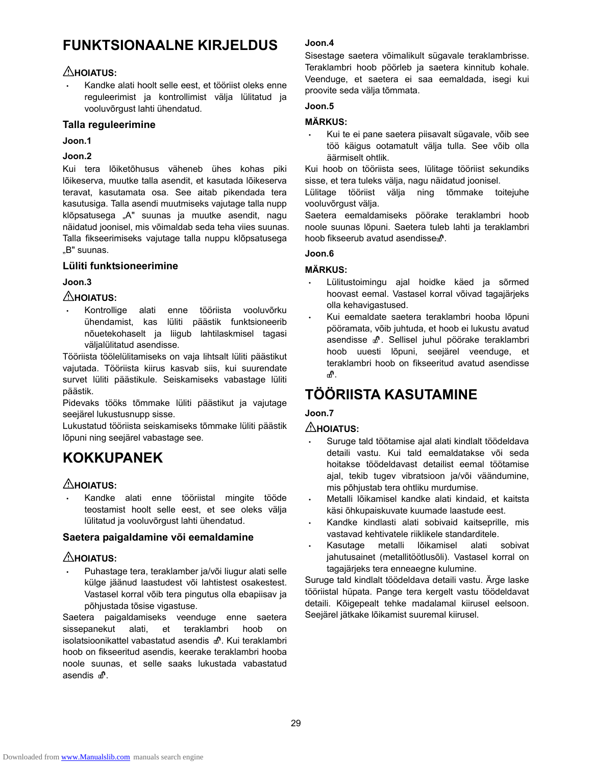# FUNKTSIONAALNE KIRJELDUS

⚠HOIATUS:

- Kandke alati hoolt selle eest, et tööriist oleks enne reguleerimist ja kontrollimist välja lülitatud ja vooluvõrgust lahti ühendatud.

### Talla reguleerimine

**Joon.1**

**Joon.2**

Kui tera lõiketõhusus väheneb ühes kohas piki lõikeserva, muutke talla asendit, et kasutada lõikeserva teravat, kasutamata osa. See aitab pikendada tera kasutusiga. Talla asendi muutmiseks vajutage talla nupp klõpsatusega „A" suunas ja muutke asendit, nagu näidatud joonisel, mis võimaldab seda teha viies suunas. Talla fikseerimiseks vajutage talla nuppu klõpsatusega „B" suunas.

### Lüliti funktsioneerimine

**Joon.3**

⚠HOIATUS:

- Kontrollige alati enne tööriista vooluvõrku ühendamist, kas lüliti päästik funktsioneerib nõuetekohaselt ja liigub lahtilaskmisel tagasi väljalülitatud asendisse.

Tööriista töölelülitamiseks on vaja lihtsalt lüliti päästikut vajutada. Tööriista kiirus kasvab siis, kui suurendate survet lüliti päästikule. Seiskamiseks vabastage lüliti päästik.

Pidevaks tööks tõmmake lüliti päästikut ja vajutage seejärel lukustusnupp sisse.

Lukustatud tööriista seiskamiseks tõmmake lüliti päästik lõpuni ning seejärel vabastage see.

# KOKKUPANEK

⚠HOIATUS:

- Kandke alati enne tööriistal mingite tööde teostamist hoolt selle eest, et see oleks välja lülitatud ja vooluvõrgust lahti ühendatud.

### Saetera paigaldamine või eemaldamine

⚠HOIATUS:

- Puhastage tera, teraklamber ja/või liugur alati selle külge jäänud laastudest või lahtistest osakestest. Vastasel korral võib tera pingutus olla ebapiisav ja põhjustada tõsise vigastuse.

Saetera paigaldamiseks veenduge enne saetera sissepanekut alati, et teraklambri hoob on isolatsioonikattel vabastatud asendis 🔓. Kui teraklambri hoob on fikseeritud asendis, keerake teraklambri hooba noole suunas, et selle saaks lukustada vabastatud asendis 🔓.

**Joon.4**

Sisestage saetera võimalikult sügavale teraklambrisse. Teraklambri hoob pöörleb ja saetera kinnitub kohale. Veenduge, et saetera ei saa eemaldada, isegi kui proovite seda välja tõmmata.

**Joon.5**

**MÄRKUS:**

- Kui te ei pane saetera piisavalt sügavale, võib see töö käigus ootamatult välja tulla. See võib olla äärmiselt ohtlik.

Kui hoob on tööriista sees, lülitage tööriist sekundiks sisse, et tera tuleks välja, nagu näidatud joonisel.

Lülitage tööriist välja ning tõmmake toitejuhe vooluvõrgust välja.

Saetera eemaldamiseks pöörake teraklambri hoob noole suunas lõpuni. Saetera tuleb lahti ja teraklambri hoob fikseerub avatud asendisse 🔓.

**Joon.6**

**MÄRKUS:**

- Lülitustoimingu ajal hoidke käed ja sõrmed hoovast eemal. Vastasel korral võivad tagajärjeks olla kehavigastused.
- Kui eemaldate saetera teraklambri hooba lõpuni pööramata, võib juhtuda, et hoob ei lukustu avatud asendisse 🔓. Sellisel juhul pöörake teraklambri hoob uuesti lõpuni, seejärel veenduge, et teraklambri hoob on fikseeritud avatud asendisse 🔓.

# TÖÖRIISTA KASUTAMINE

**Joon.7**

⚠HOIATUS:

- Suruge tald töötamise ajal alati kindlalt töödeldava detaili vastu. Kui tald eemaldatakse või seda hoitakse töödeldavast detailist eemal töötamise ajal, tekib tugev vibratsioon ja/või väändumine, mis põhjustab tera ohtliku murdumise.
- Metalli lõikamisel kandke alati kindaid, et kaitsta käsi õhkupaiskuvate kuumade laastude eest.
- Kandke kindlasti alati sobivaid kaitseprille, mis vastavad kehtivatele riiklikele standarditele.
- Kasutage metalli lõikamisel alati sobivat jahutusainet (metallitöötlusõli). Vastasel korral on tagajärjeks tera enneaegne kulumine.

Suruge tald kindlalt töödeldava detaili vastu. Ärge laske tööriistal hüpata. Pange tera kergelt vastu töödeldavat detaili. Kõigepealt tehke madalamal kiirusel eelsoon. Seejärel jätkake lõikamist suuremal kiirusel.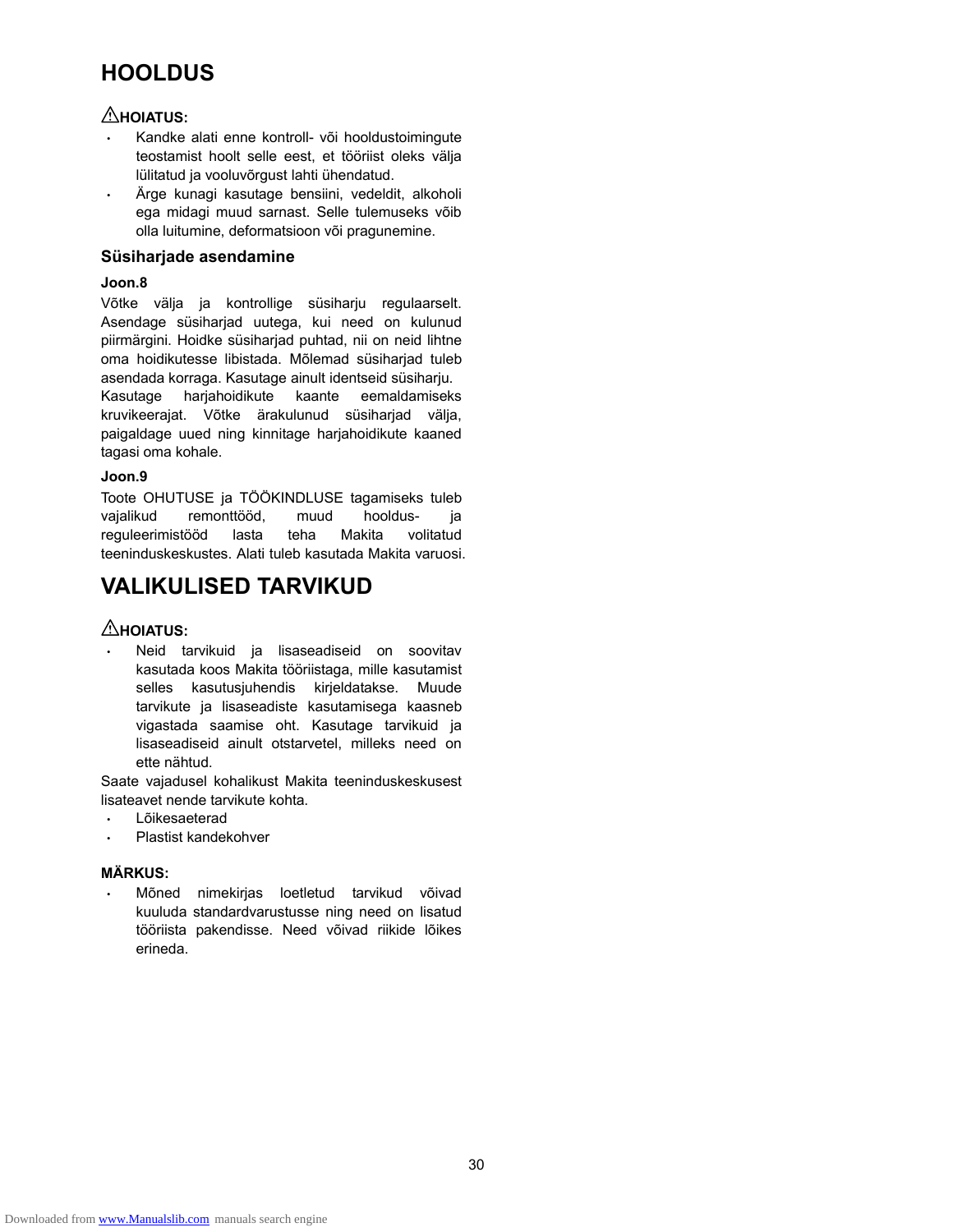# HOOLDUS

⚠HOIATUS:

- Kandke alati enne kontroll- või hooldustoimingute teostamist hoolt selle eest, et tööriist oleks välja lülitatud ja vooluvõrgust lahti ühendatud.
- Ärge kunagi kasutage bensiini, vedeldit, alkoholi ega midagi muud sarnast. Selle tulemuseks võib olla luitumine, deformatsioon või pragunemine.

## Süsiharjade asendamine

**Joon.8**

Võtke välja ja kontrollige süsiharju regulaarselt. Asendage süsiharjad uutega, kui need on kulunud piirmärgini. Hoidke süsiharjad puhtad, nii on neid lihtne oma hoidikutesse libistada. Mõlemad süsiharjad tuleb asendada korraga. Kasutage ainult identseid süsiharju.

Kasutage harjahoidikute kaante eemaldamiseks kruvikeerajat. Võtke ärakulunud süsiharjad välja, paigaldage uued ning kinnitage harjahoidikute kaaned tagasi oma kohale.

**Joon.9**

Toote OHUTUSE ja TÖÖKINDLUSE tagamiseks tuleb vajalikud remonttööd, muud hooldus- ja reguleerimistööd lasta teha Makita volitatud teeninduskeskustes. Alati tuleb kasutada Makita varuosi.

# VALIKULISED TARVIKUD

⚠HOIATUS:

- Neid tarvikuid ja lisaseadiseid on soovitav kasutada koos Makita tööriistaga, mille kasutamist selles kasutusjuhendis kirjeldatakse. Muude tarvikute ja lisaseadiste kasutamisega kaasneb vigastada saamise oht. Kasutage tarvikuid ja lisaseadiseid ainult otstarvetel, milleks need on ette nähtud.

Saate vajadusel kohalikust Makita teeninduskeskusest lisateavet nende tarvikute kohta.

- Lõikesaeterad
- Plastist kandekohver

**MÄRKUS:**

- Mõned nimekirjas loetletud tarvikud võivad kuuluda standardvarustusse ning need on lisatud tööriista pakendisse. Need võivad riikide lõikes erineda.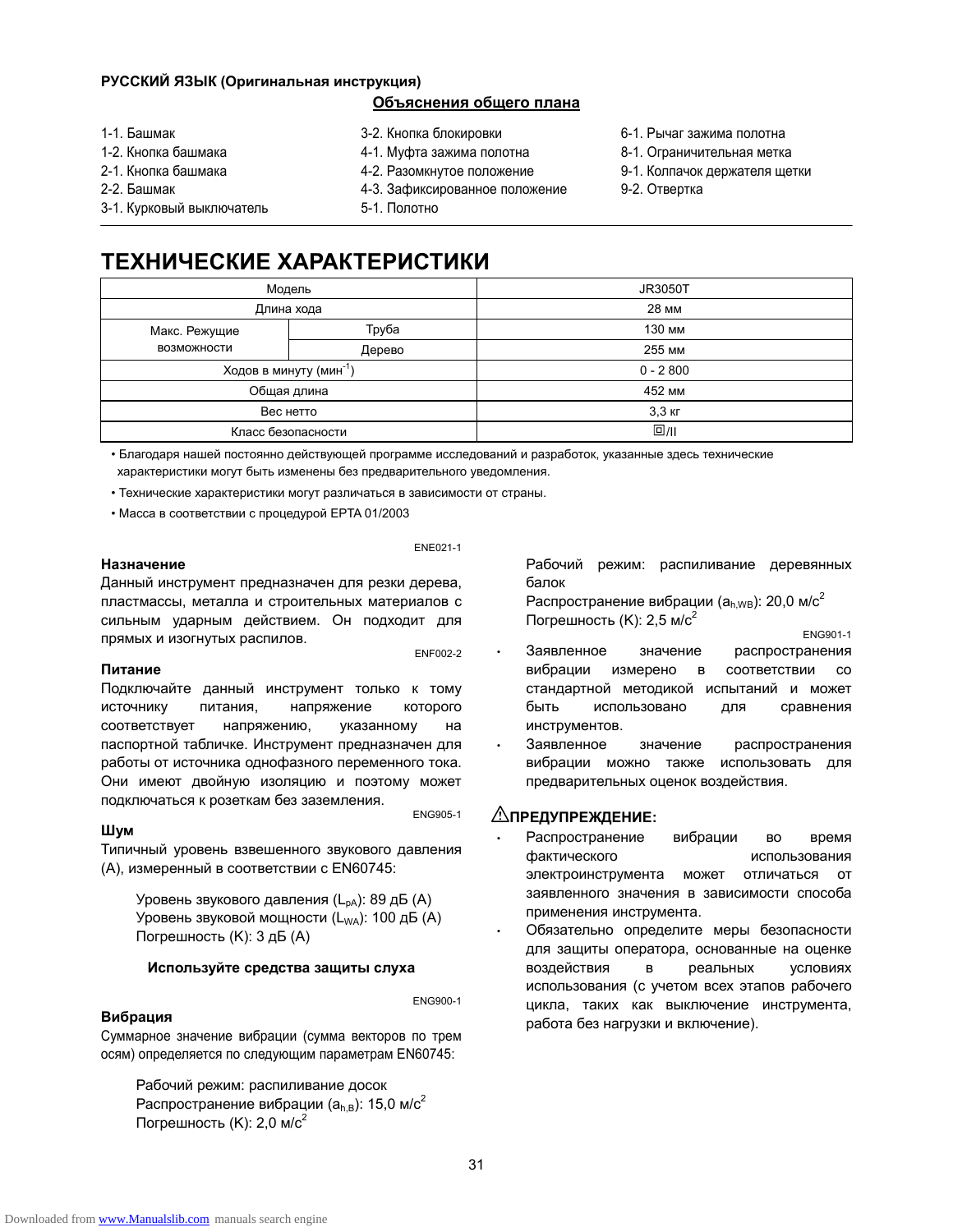**РУССКИЙ ЯЗЫК (Оригинальная инструкция)**

**Объяснения общего плана**

1-1. Башмак
1-2. Кнопка башмака
2-1. Кнопка башмака
2-2. Башмак
3-1. Курковый выключатель
3-2. Кнопка блокировки
4-1. Муфта зажима полотна
4-2. Разомкнутое положение
4-3. Зафиксированное положение
5-1. Полотно
6-1. Рычаг зажима полотна
8-1. Ограничительная метка
9-1. Колпачок держателя щетки
9-2. Отвертка

# ТЕХНИЧЕСКИЕ ХАРАКТЕРИСТИКИ

| Модель | | JR3050T |
|---|---|---|
| Длина хода | | 28 мм |
| Макс. Режущие возможности | Труба | 130 мм |
| | Дерево | 255 мм |
| Ходов в минуту (мин$^{-1}$) | | 0 - 2 800 |
| Общая длина | | 452 мм |
| Вес нетто | | 3,3 кг |
| Класс безопасности | | ⧈/II |

- Благодаря нашей постоянно действующей программе исследований и разработок, указанные здесь технические характеристики могут быть изменены без предварительного уведомления.
- Технические характеристики могут различаться в зависимости от страны.
- Масса в соответствии с процедурой EPTA 01/2003

ENE021-1

### Назначение

Данный инструмент предназначен для резки дерева, пластмассы, металла и строительных материалов с сильным ударным действием. Он подходит для прямых и изогнутых распилов.

ENF002-2

### Питание

Подключайте данный инструмент только к тому источнику питания, напряжение которого соответствует напряжению, указанному на паспортной табличке. Инструмент предназначен для работы от источника однофазного переменного тока. Они имеют двойную изоляцию и поэтому может подключаться к розеткам без заземления.

ENG905-1

### Шум

Типичный уровень взвешенного звукового давления (A), измеренный в соответствии с EN60745:

Уровень звукового давления ($L_{pA}$): 89 дБ (A)
Уровень звуковой мощности ($L_{WA}$): 100 дБ (A)
Погрешность (K): 3 дБ (A)

**Используйте средства защиты слуха**

ENG900-1

### Вибрация

Суммарное значение вибрации (сумма векторов по трем осям) определяется по следующим параметрам EN60745:

Рабочий режим: распиливание досок
Распространение вибрации ($a_{h,B}$): 15,0 м/с$^2$
Погрешность (K): 2,0 м/с$^2$

Рабочий режим: распиливание деревянных балок
Распространение вибрации ($a_{h,WB}$): 20,0 м/с$^2$
Погрешность (K): 2,5 м/с$^2$

ENG901-1

- Заявленное значение распространения вибрации измерено в соответствии со стандартной методикой испытаний и может быть использовано для сравнения инструментов.
- Заявленное значение распространения вибрации можно также использовать для предварительных оценок воздействия.

### ⚠ПРЕДУПРЕЖДЕНИЕ:

- Распространение вибрации во время фактического использования электроинструмента может отличаться от заявленного значения в зависимости способа применения инструмента.
- Обязательно определите меры безопасности для защиты оператора, основанные на оценке воздействия в реальных условиях использования (с учетом всех этапов рабочего цикла, таких как выключение инструмента, работа без нагрузки и включение).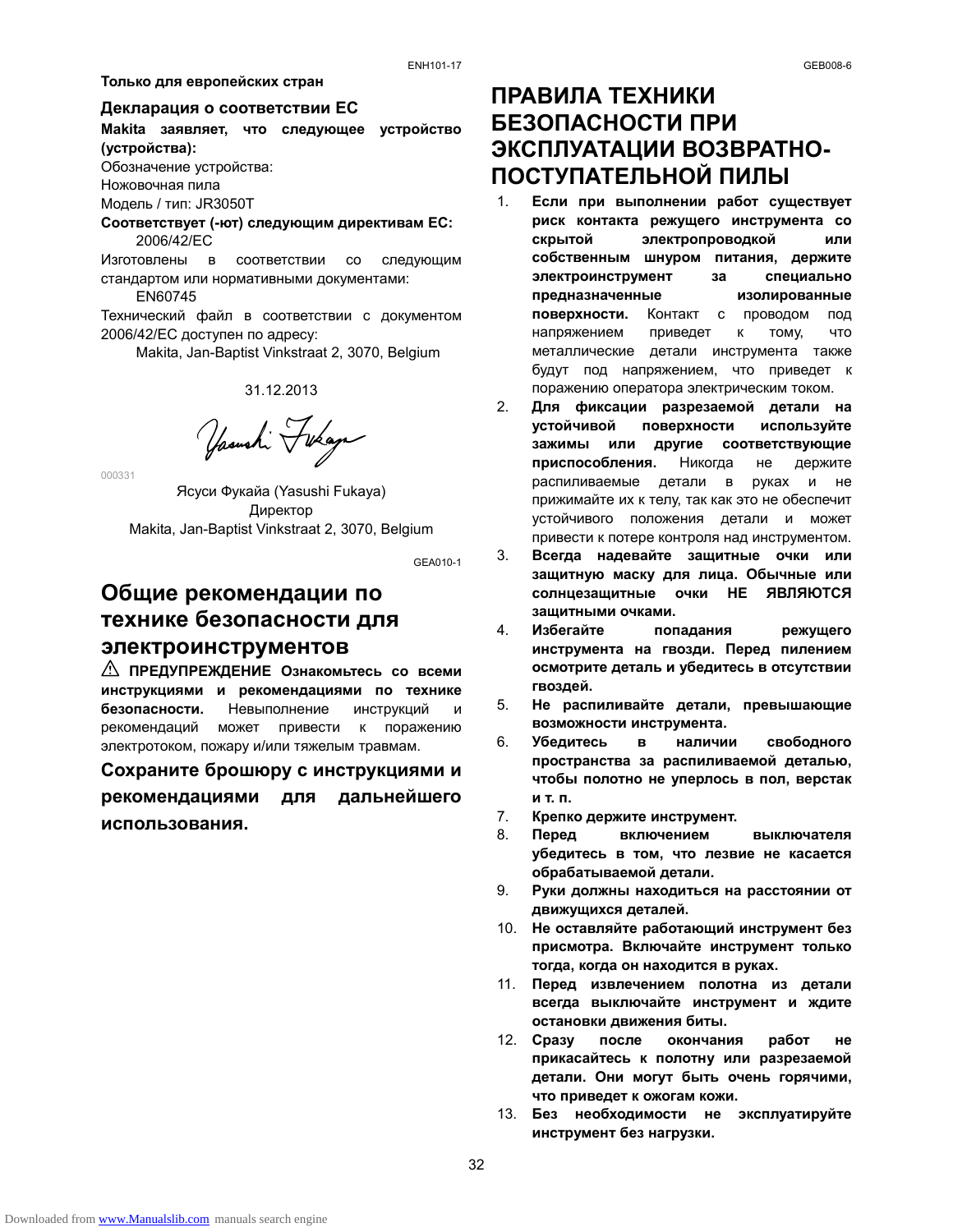ENH101-17

**Только для европейских стран**

**Декларация о соответствии ЕС**

**Makita заявляет, что следующее устройство (устройства):**

Обозначение устройства:

Ножовочная пила

Модель / тип: JR3050T

**Соответствует (-ют) следующим директивам ЕС:**

2006/42/EC

Изготовлены в соответствии со следующим стандартом или нормативными документами:

EN60745

Технический файл в соответствии с документом 2006/42/EC доступен по адресу:

Makita, Jan-Baptist Vinkstraat 2, 3070, Belgium

31.12.2013

000331

Ясуси Фукайа (Yasushi Fukaya)
Директор
Makita, Jan-Baptist Vinkstraat 2, 3070, Belgium

GEA010-1

## Общие рекомендации по технике безопасности для электроинструментов

⚠ **ПРЕДУПРЕЖДЕНИЕ Ознакомьтесь со всеми инструкциями и рекомендациями по технике безопасности.** Невыполнение инструкций и рекомендаций может привести к поражению электротоком, пожару и/или тяжелым травмам.

**Сохраните брошюру с инструкциями и рекомендациями для дальнейшего использования.**

GEB008-6

## ПРАВИЛА ТЕХНИКИ БЕЗОПАСНОСТИ ПРИ ЭКСПЛУАТАЦИИ ВОЗВРАТНО-ПОСТУПАТЕЛЬНОЙ ПИЛЫ

1. **Если при выполнении работ существует риск контакта режущего инструмента со скрытой электропроводкой или собственным шнуром питания, держите электроинструмент за специально предназначенные изолированные поверхности.** Контакт с проводом под напряжением приведет к тому, что металлические детали инструмента также будут под напряжением, что приведет к поражению оператора электрическим током.
2. **Для фиксации разрезаемой детали на устойчивой поверхности используйте зажимы или другие соответствующие приспособления.** Никогда не держите распиливаемые детали в руках и не прижимайте их к телу, так как это не обеспечит устойчивого положения детали и может привести к потере контроля над инструментом.
3. **Всегда надевайте защитные очки или защитную маску для лица. Обычные или солнцезащитные очки НЕ ЯВЛЯЮТСЯ защитными очками.**
4. **Избегайте попадания режущего инструмента на гвозди. Перед пилением осмотрите деталь и убедитесь в отсутствии гвоздей.**
5. **Не распиливайте детали, превышающие возможности инструмента.**
6. **Убедитесь в наличии свободного пространства за распиливаемой деталью, чтобы полотно не уперлось в пол, верстак и т. п.**
7. **Крепко держите инструмент.**
8. **Перед включением выключателя убедитесь в том, что лезвие не касается обрабатываемой детали.**
9. **Руки должны находиться на расстоянии от движущихся деталей.**
10. **Не оставляйте работающий инструмент без присмотра. Включайте инструмент только тогда, когда он находится в руках.**
11. **Перед извлечением полотна из детали всегда выключайте инструмент и ждите остановки движения биты.**
12. **Сразу после окончания работ не прикасайтесь к полотну или разрезаемой детали. Они могут быть очень горячими, что приведет к ожогам кожи.**
13. **Без необходимости не эксплуатируйте инструмент без нагрузки.**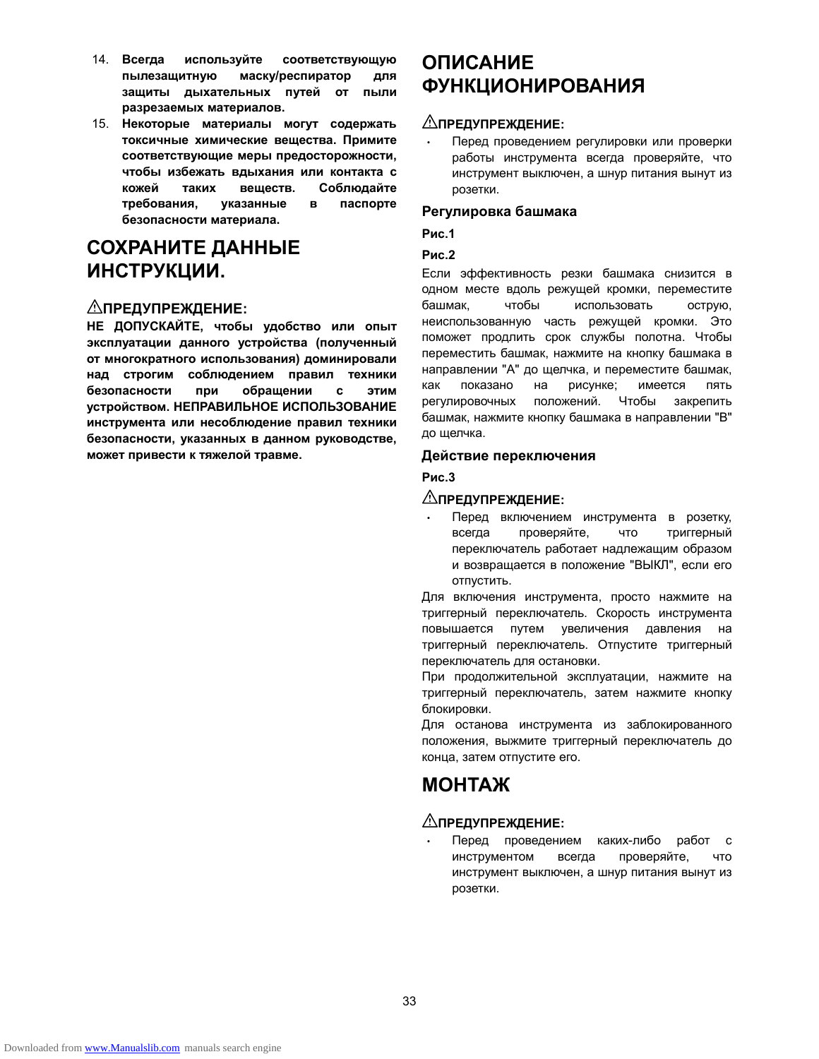14. **Всегда используйте соответствующую пылезащитную маску/респиратор для защиты дыхательных путей от пыли разрезаемых материалов.**
15. **Некоторые материалы могут содержать токсичные химические вещества. Примите соответствующие меры предосторожности, чтобы избежать вдыхания или контакта с кожей таких веществ. Соблюдайте требования, указанные в паспорте безопасности материала.**

## СОХРАНИТЕ ДАННЫЕ ИНСТРУКЦИИ.

### ⚠ПРЕДУПРЕЖДЕНИЕ:

**НЕ ДОПУСКАЙТЕ, чтобы удобство или опыт эксплуатации данного устройства (полученный от многократного использования) доминировали над строгим соблюдением правил техники безопасности при обращении с этим устройством. НЕПРАВИЛЬНОЕ ИСПОЛЬЗОВАНИЕ инструмента или несоблюдение правил техники безопасности, указанных в данном руководстве, может привести к тяжелой травме.**

## ОПИСАНИЕ ФУНКЦИОНИРОВАНИЯ

### ⚠ПРЕДУПРЕЖДЕНИЕ:

- Перед проведением регулировки или проверки работы инструмента всегда проверяйте, что инструмент выключен, а шнур питания вынут из розетки.

### Регулировка башмака

**Рис.1**

**Рис.2**

Если эффективность резки башмака снизится в одном месте вдоль режущей кромки, переместите башмак, чтобы использовать острую, неиспользованную часть режущей кромки. Это поможет продлить срок службы полотна. Чтобы переместить башмак, нажмите на кнопку башмака в направлении "A" до щелчка, и переместите башмак, как показано на рисунке; имеется пять регулировочных положений. Чтобы закрепить башмак, нажмите кнопку башмака в направлении "B" до щелчка.

### Действие переключения

**Рис.3**

### ⚠ПРЕДУПРЕЖДЕНИЕ:

- Перед включением инструмента в розетку, всегда проверяйте, что триггерный переключатель работает надлежащим образом и возвращается в положение "ВЫКЛ", если его отпустить.

Для включения инструмента, просто нажмите на триггерный переключатель. Скорость инструмента повышается путем увеличения давления на триггерный переключатель. Отпустите триггерный переключатель для остановки.

При продолжительной эксплуатации, нажмите на триггерный переключатель, затем нажмите кнопку блокировки.

Для останова инструмента из заблокированного положения, выжмите триггерный переключатель до конца, затем отпустите его.

## МОНТАЖ

### ⚠ПРЕДУПРЕЖДЕНИЕ:

- Перед проведением каких-либо работ с инструментом всегда проверяйте, что инструмент выключен, а шнур питания вынут из розетки.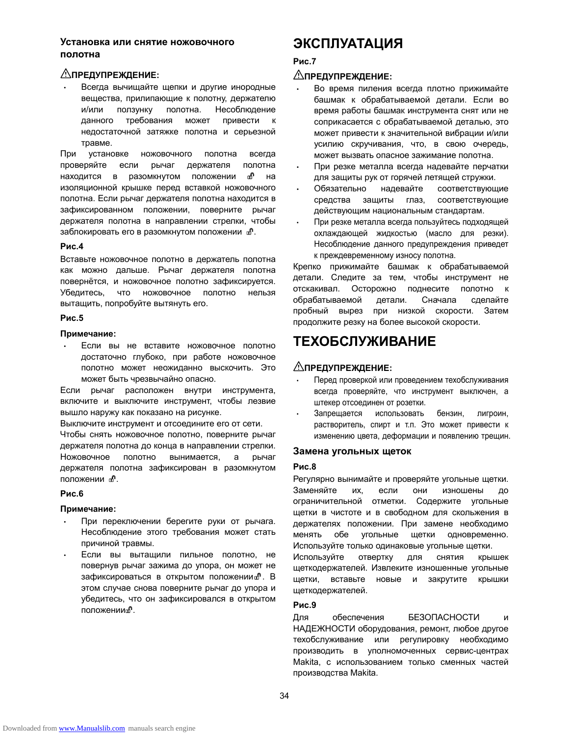### Установка или снятие ножовочного полотна

⚠**ПРЕДУПРЕЖДЕНИЕ:**

- Всегда вычищайте щепки и другие инородные вещества, прилипающие к полотну, держателю и/или ползунку полотна. Несоблюдение данного требования может привести к недостаточной затяжке полотна и серьезной травме.

При установке ножовочного полотна всегда проверяйте если рычаг держателя полотна находится в разомкнутом положении 🔓 на изоляционной крышке перед вставкой ножовочного полотна. Если рычаг держателя полотна находится в зафиксированном положении, поверните рычаг держателя полотна в направлении стрелки, чтобы заблокировать его в разомкнутом положении 🔓.

**Рис.4**

Вставьте ножовочное полотно в держатель полотна как можно дальше. Рычаг держателя полотна повернётся, и ножовочное полотно зафиксируется. Убедитесь, что ножовочное полотно нельзя вытащить, попробуйте вытянуть его.

**Рис.5**

**Примечание:**

- Если вы не вставите ножовочное полотно достаточно глубоко, при работе ножовочное полотно может неожиданно выскочить. Это может быть чрезвычайно опасно.

Если рычаг расположен внутри инструмента, включите и выключите инструмент, чтобы лезвие вышло наружу как показано на рисунке.

Выключите инструмент и отсоедините его от сети.

Чтобы снять ножовочное полотно, поверните рычаг держателя полотна до конца в направлении стрелки. Ножовочное полотно вынимается, а рычаг держателя полотна зафиксирован в разомкнутом положении 🔓.

**Рис.6**

**Примечание:**

- При переключении берегите руки от рычага. Несоблюдение этого требования может стать причиной травмы.
- Если вы вытащили пильное полотно, не повернув рычаг зажима до упора, он может не зафиксироваться в открытом положении🔓. В этом случае снова поверните рычаг до упора и убедитесь, что он зафиксировался в открытом положении🔓.

# ЭКСПЛУАТАЦИЯ

**Рис.7**

⚠**ПРЕДУПРЕЖДЕНИЕ:**

- Во время пиления всегда плотно прижимайте башмак к обрабатываемой детали. Если во время работы башмак инструмента снят или не соприкасается с обрабатываемой деталью, это может привести к значительной вибрации и/или усилию скручивания, что, в свою очередь, может вызвать опасное зажимание полотна.
- При резке металла всегда надевайте перчатки для защиты рук от горячей летящей стружки.
- Обязательно надевайте соответствующие средства защиты глаз, соответствующие действующим национальным стандартам.
- При резке металла всегда пользуйтесь подходящей охлаждающей жидкостью (масло для резки). Несоблюдение данного предупреждения приведет к преждевременному износу полотна.

Крепко прижимайте башмак к обрабатываемой детали. Следите за тем, чтобы инструмент не отскакивал. Осторожно поднесите полотно к обрабатываемой детали. Сначала сделайте пробный вырез при низкой скорости. Затем продолжите резку на более высокой скорости.

# ТЕХОБСЛУЖИВАНИЕ

⚠**ПРЕДУПРЕЖДЕНИЕ:**

- Перед проверкой или проведением техобслуживания всегда проверяйте, что инструмент выключен, а штекер отсоединен от розетки.
- Запрещается использовать бензин, лигроин, растворитель, спирт и т.п. Это может привести к изменению цвета, деформации и появлению трещин.

### Замена угольных щеток

**Рис.8**

Регулярно вынимайте и проверяйте угольные щетки. Заменяйте их, если они изношены до ограничительной отметки. Содержите угольные щетки в чистоте и в свободном для скольжения в держателях положении. При замене необходимо менять обе угольные щетки одновременно. Используйте только одинаковые угольные щетки.

Используйте отвертку для снятия крышек щеткодержателей. Извлеките изношенные угольные щетки, вставьте новые и закрутите крышки щеткодержателей.

**Рис.9**

Для обеспечения БЕЗОПАСНОСТИ и НАДЕЖНОСТИ оборудования, ремонт, любое другое техобслуживание или регулировку необходимо производить в уполномоченных сервис-центрах Makita, с использованием только сменных частей производства Makita.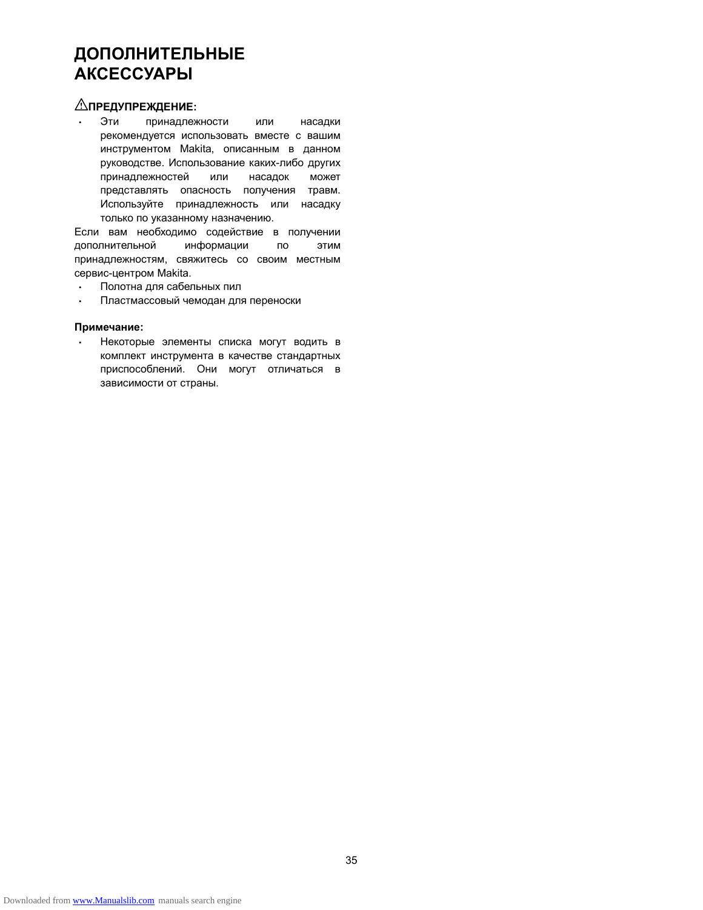# ДОПОЛНИТЕЛЬНЫЕ АКСЕССУАРЫ

⚠**ПРЕДУПРЕЖДЕНИЕ:**

- Эти принадлежности или насадки рекомендуется использовать вместе с вашим инструментом Makita, описанным в данном руководстве. Использование каких-либо других принадлежностей или насадок может представлять опасность получения травм. Используйте принадлежность или насадку только по указанному назначению.

Если вам необходимо содействие в получении дополнительной информации по этим принадлежностям, свяжитесь со своим местным сервис-центром Makita.

- Полотна для сабельных пил
- Пластмассовый чемодан для переноски

**Примечание:**

- Некоторые элементы списка могут водить в комплект инструмента в качестве стандартных приспособлений. Они могут отличаться в зависимости от страны.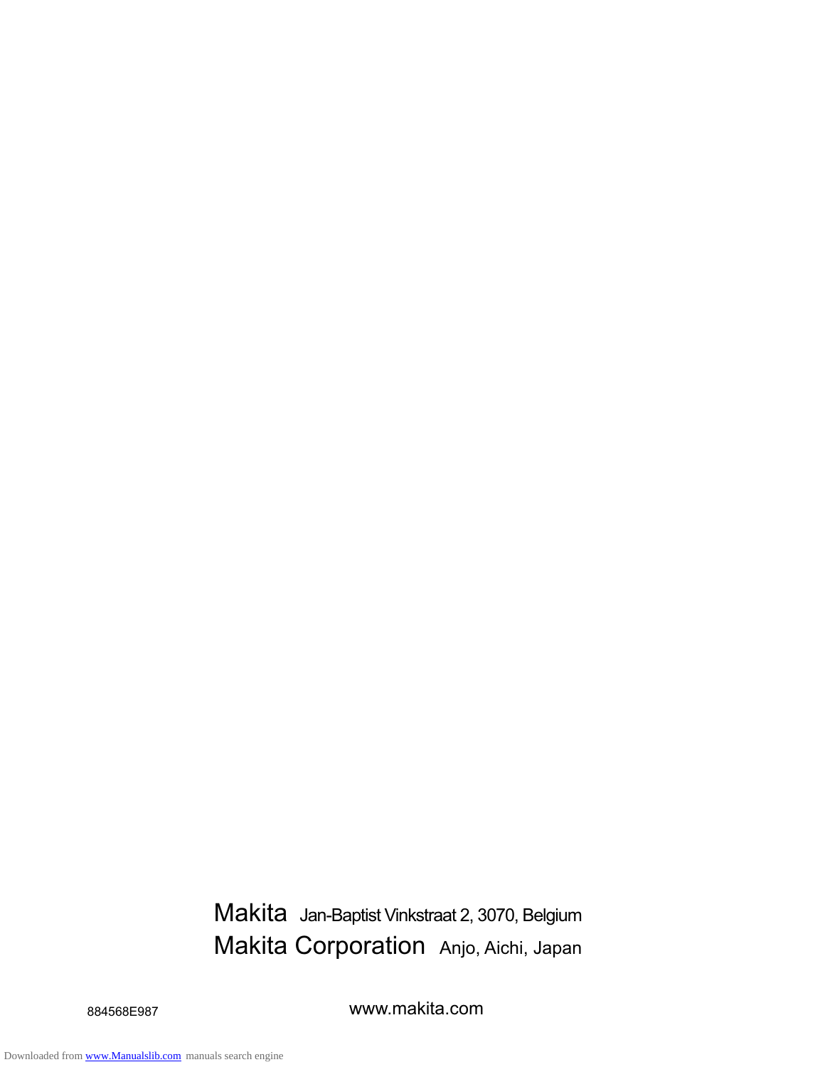Makita Jan-Baptist Vinkstraat 2, 3070, Belgium

Makita Corporation Anjo, Aichi, Japan

884568E987

www.makita.com